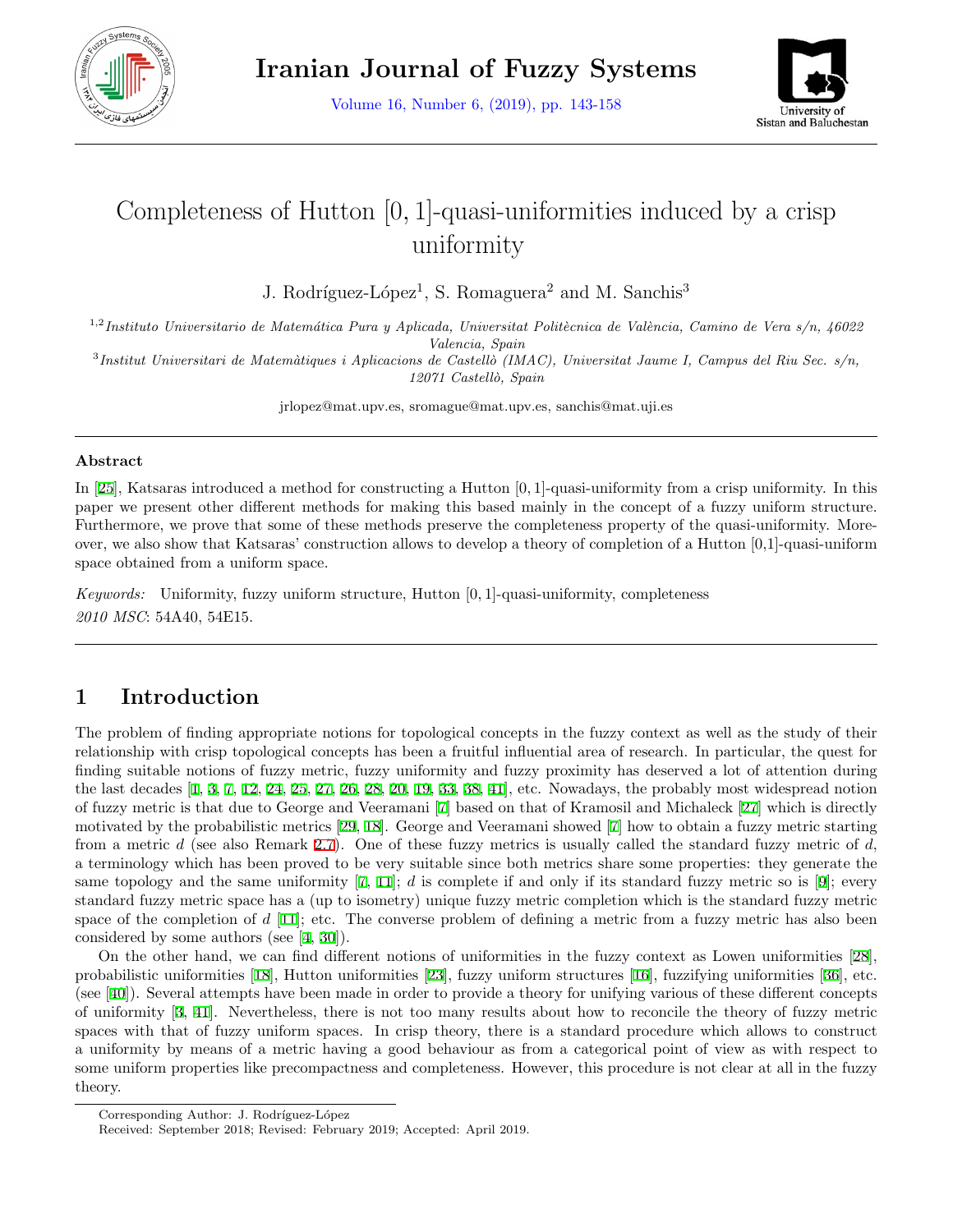# Completeness of Hutton $[0, 1]$-quasi-uniformities induced by a crisp uniformity

J. Rodríguez-López[1], S. Romaguera[2] and M. Sanchis[3]

[1,2] *Instituto Universitario de Matemática Pura y Aplicada, Universitat Politècnica de València, Camino de Vera s/n, 46022 Valencia, Spain*

[3] *Institut Universitari de Matemàtiques i Aplicacions de Castelló (IMAC), Universitat Jaume I, Campus del Riu Sec. s/n, 12071 Castellò, Spain*

jrlopez@mat.upv.es, sromague@mat.upv.es, sanchis@mat.uji.es

### Abstract

In [25], Katsaras introduced a method for constructing a Hutton $[0, 1]$-quasi-uniformity from a crisp uniformity. In this paper we present other different methods for making this based mainly in the concept of a fuzzy uniform structure. Furthermore, we prove that some of these methods preserve the completeness property of the quasi-uniformity. Moreover, we also show that Katsaras' construction allows to develop a theory of completion of a Hutton [0,1]-quasi-uniform space obtained from a uniform space.

*Keywords:* Uniformity, fuzzy uniform structure, Hutton $[0, 1]$-quasi-uniformity, completeness

*2010 MSC*: 54A40, 54E15.

## 1 Introduction

The problem of finding appropriate notions for topological concepts in the fuzzy context as well as the study of their relationship with crisp topological concepts has been a fruitful influential area of research. In particular, the quest for finding suitable notions of fuzzy metric, fuzzy uniformity and fuzzy proximity has deserved a lot of attention during the last decades [1, 3, 7, 12, 24, 25, 27, 26, 28, 20, 19, 33, 38, 41], etc. Nowadays, the probably most widespread notion of fuzzy metric is that due to George and Veeramani [7] based on that of Kramosil and Michaleck [27] which is directly motivated by the probabilistic metrics [29, 18]. George and Veeramani showed [7] how to obtain a fuzzy metric starting from a metric $d$ (see also Remark 2.7). One of these fuzzy metrics is usually called the standard fuzzy metric of $d$, a terminology which has been proved to be very suitable since both metrics share some properties: they generate the same topology and the same uniformity [7, 11]; $d$ is complete if and only if its standard fuzzy metric so is [9]; every standard fuzzy metric space has a (up to isometry) unique fuzzy metric completion which is the standard fuzzy metric space of the completion of $d$ [11]; etc. The converse problem of defining a metric from a fuzzy metric has also been considered by some authors (see [4, 30]).

On the other hand, we can find different notions of uniformities in the fuzzy context as Lowen uniformities [28], probabilistic uniformities [18], Hutton uniformities [23], fuzzy uniform structures [16], fuzzifying uniformities [36], etc. (see [40]). Several attempts have been made in order to provide a theory for unifying various of these different concepts of uniformity [3, 41]. Nevertheless, there is not too many results about how to reconcile the theory of fuzzy metric spaces with that of fuzzy uniform spaces. In crisp theory, there is a standard procedure which allows to construct a uniformity by means of a metric having a good behaviour as from a categorical point of view as with respect to some uniform properties like precompactness and completeness. However, this procedure is not clear at all in the fuzzy theory.

Corresponding Author: J. Rodríguez-López
Received: September 2018; Revised: February 2019; Accepted: April 2019.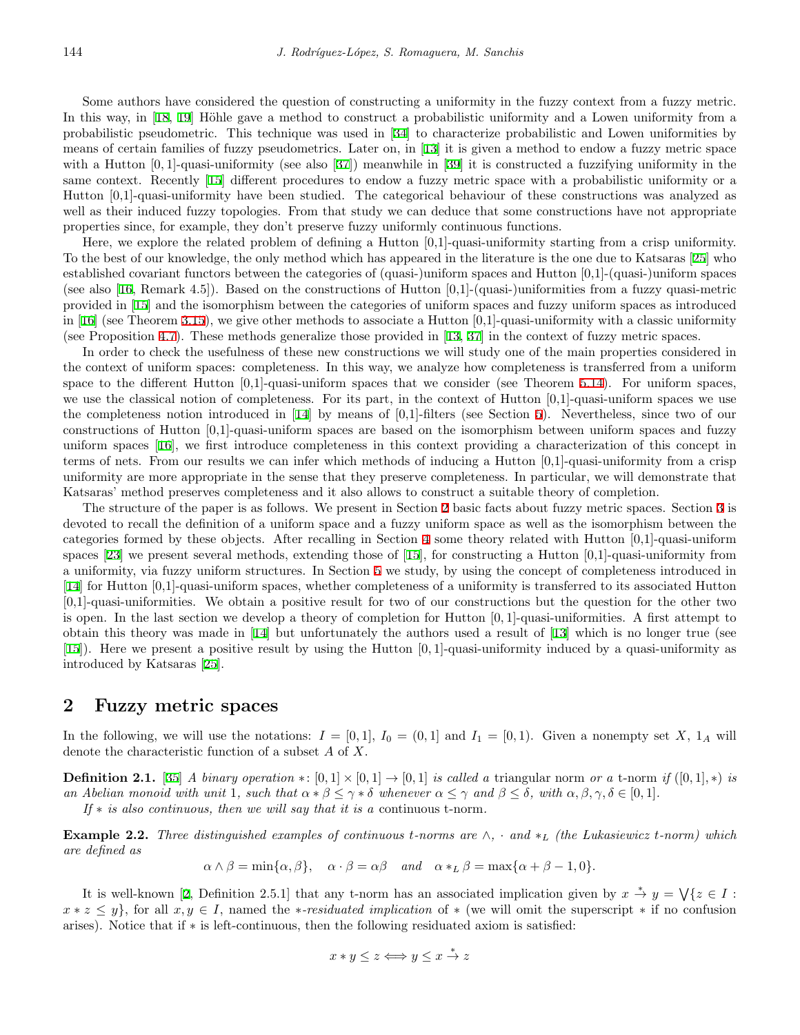Some authors have considered the question of constructing a uniformity in the fuzzy context from a fuzzy metric. In this way, in [18, 19] Höhle gave a method to construct a probabilistic uniformity and a Lowen uniformity from a probabilistic pseudometric. This technique was used in [34] to characterize probabilistic and Lowen uniformities by means of certain families of fuzzy pseudometrics. Later on, in [13] it is given a method to endow a fuzzy metric space with a Hutton $[0,1]$-quasi-uniformity (see also [37]) meanwhile in [39] it is constructed a fuzzifying uniformity in the same context. Recently [15] different procedures to endow a fuzzy metric space with a probabilistic uniformity or a Hutton [0,1]-quasi-uniformity have been studied. The categorical behaviour of these constructions was analyzed as well as their induced fuzzy topologies. From that study we can deduce that some constructions have not appropriate properties since, for example, they don't preserve fuzzy uniformly continuous functions.

Here, we explore the related problem of defining a Hutton [0,1]-quasi-uniformity starting from a crisp uniformity. To the best of our knowledge, the only method which has appeared in the literature is the one due to Katsaras [25] who established covariant functors between the categories of (quasi-)uniform spaces and Hutton [0,1]-(quasi-)uniform spaces (see also [16, Remark 4.5]). Based on the constructions of Hutton [0,1]-(quasi-)uniformities from a fuzzy quasi-metric provided in [15] and the isomorphism between the categories of uniform spaces and fuzzy uniform spaces as introduced in [16] (see Theorem 3.15), we give other methods to associate a Hutton [0,1]-quasi-uniformity with a classic uniformity (see Proposition 4.7). These methods generalize those provided in [13, 37] in the context of fuzzy metric spaces.

In order to check the usefulness of these new constructions we will study one of the main properties considered in the context of uniform spaces: completeness. In this way, we analyze how completeness is transferred from a uniform space to the different Hutton [0,1]-quasi-uniform spaces that we consider (see Theorem 5.14). For uniform spaces, we use the classical notion of completeness. For its part, in the context of Hutton [0,1]-quasi-uniform spaces we use the completeness notion introduced in [14] by means of [0,1]-filters (see Section 5). Nevertheless, since two of our constructions of Hutton [0,1]-quasi-uniform spaces are based on the isomorphism between uniform spaces and fuzzy uniform spaces [16], we first introduce completeness in this context providing a characterization of this concept in terms of nets. From our results we can infer which methods of inducing a Hutton [0,1]-quasi-uniformity from a crisp uniformity are more appropriate in the sense that they preserve completeness. In particular, we will demonstrate that Katsaras' method preserves completeness and it also allows to construct a suitable theory of completion.

The structure of the paper is as follows. We present in Section 2 basic facts about fuzzy metric spaces. Section 3 is devoted to recall the definition of a uniform space and a fuzzy uniform space as well as the isomorphism between the categories formed by these objects. After recalling in Section 4 some theory related with Hutton [0,1]-quasi-uniform spaces [23] we present several methods, extending those of [15], for constructing a Hutton [0,1]-quasi-uniformity from a uniformity, via fuzzy uniform structures. In Section 5 we study, by using the concept of completeness introduced in [14] for Hutton [0,1]-quasi-uniform spaces, whether completeness of a uniformity is transferred to its associated Hutton [0,1]-quasi-uniformities. We obtain a positive result for two of our constructions but the question for the other two is open. In the last section we develop a theory of completion for Hutton $[0,1]$-quasi-uniformities. A first attempt to obtain this theory was made in [14] but unfortunately the authors used a result of [13] which is no longer true (see [15]). Here we present a positive result by using the Hutton $[0,1]$-quasi-uniformity induced by a quasi-uniformity as introduced by Katsaras [25].

## 2 Fuzzy metric spaces

In the following, we will use the notations: $I = [0,1]$, $I_0 = (0,1]$ and $I_1 = [0,1)$. Given a nonempty set $X$, $1_A$ will denote the characteristic function of a subset $A$ of $X$.

**Definition 2.1.** [35] *A binary operation* $*\colon [0,1]\times[0,1]\to[0,1]$ *is called a* triangular norm *or a* t-norm *if* $([0,1],*)$ *is an Abelian monoid with unit* 1*, such that* $\alpha*\beta\leq\gamma*\delta$ *whenever* $\alpha\leq\gamma$ *and* $\beta\leq\delta$*, with* $\alpha,\beta,\gamma,\delta\in[0,1]$.

*If* $*$ *is also continuous, then we will say that it is a* continuous t-norm.

**Example 2.2.** *Three distinguished examples of continuous t-norms are* $\wedge$, $\cdot$ *and* $*_L$ *(the Lukasiewicz t-norm) which are defined as*

$$\alpha\wedge\beta=\min\{\alpha,\beta\},\quad \alpha\cdot\beta=\alpha\beta\quad\text{and}\quad \alpha*_L\beta=\max\{\alpha+\beta-1,0\}.$$

It is well-known [2, Definition 2.5.1] that any t-norm has an associated implication given by $x\overset{*}{\to}y=\bigvee\{z\in I: x*z\leq y\}$, for all $x,y\in I$, named the $*$-*residuated implication* of $*$ (we will omit the superscript $*$ if no confusion arises). Notice that if $*$ is left-continuous, then the following residuated axiom is satisfied:

$$x*y\leq z\iff y\leq x\overset{*}{\to}z$$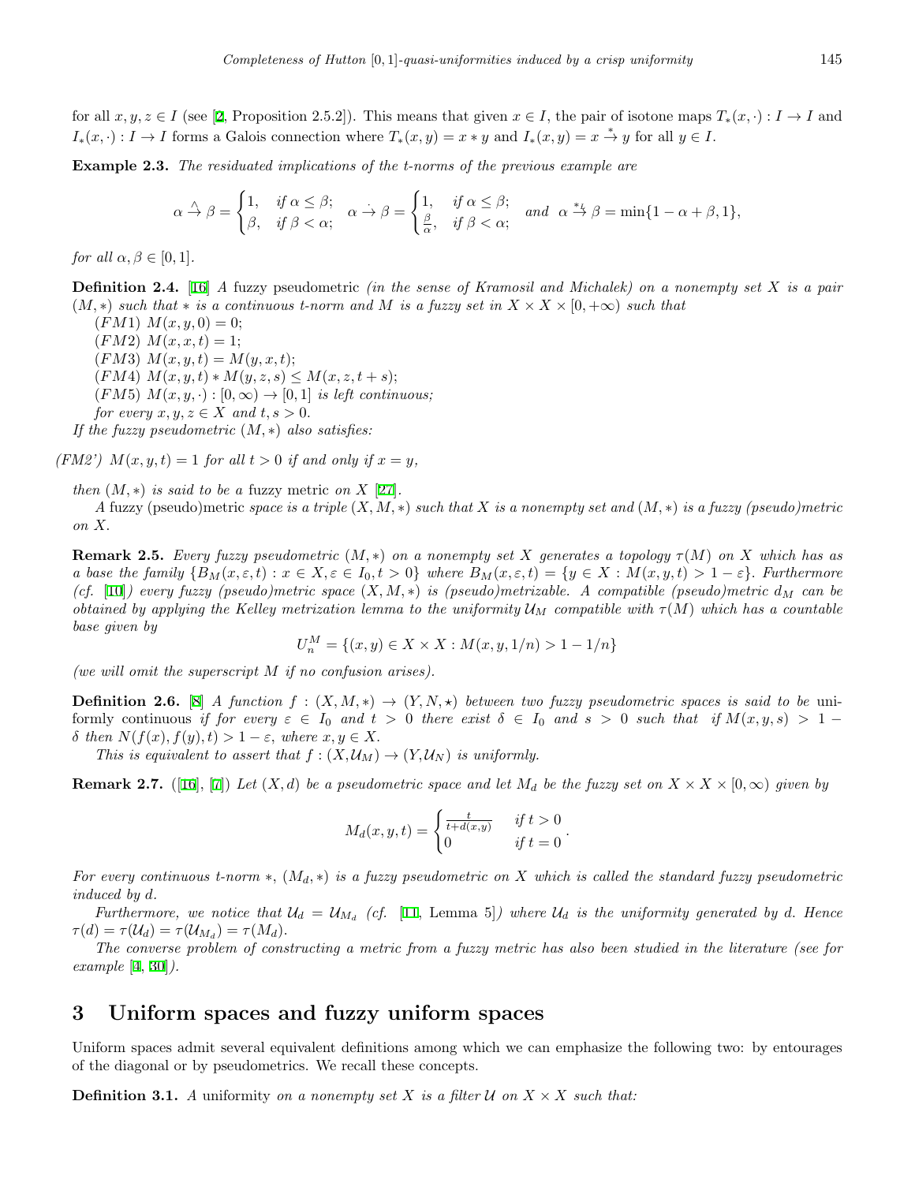for all $x, y, z \in I$ (see [2, Proposition 2.5.2]). This means that given $x \in I$, the pair of isotone maps $T_*(x, \cdot) : I \to I$ and $I_*(x, \cdot) : I \to I$ forms a Galois connection where $T_*(x, y) = x * y$ and $I_*(x, y) = x \overset{*}{\to} y$ for all $y \in I$.

**Example 2.3.** *The residuated implications of the t-norms of the previous example are*

$$\alpha \overset{\wedge}{\to} \beta = \begin{cases} 1, & \text{if } \alpha \leq \beta; \\ \beta, & \text{if } \beta < \alpha; \end{cases} \quad \alpha \overset{\cdot}{\to} \beta = \begin{cases} 1, & \text{if } \alpha \leq \beta; \\ \frac{\beta}{\alpha}, & \text{if } \beta < \alpha; \end{cases} \quad \text{and} \quad \alpha \overset{*_L}{\to} \beta = \min\{1 - \alpha + \beta, 1\},$$

*for all $\alpha, \beta \in [0, 1]$.*

**Definition 2.4.** [16] *A* fuzzy pseudometric *(in the sense of Kramosil and Michalek) on a nonempty set $X$ is a pair $(M, *)$ such that $*$ is a continuous t-norm and $M$ is a fuzzy set in $X \times X \times [0, +\infty)$ such that*

$(FM1)$ $M(x, y, 0) = 0$;

$(FM2)$ $M(x, x, t) = 1$;

$(FM3)$ $M(x, y, t) = M(y, x, t)$;

$(FM4)$ $M(x, y, t) * M(y, z, s) \leq M(x, z, t + s)$;

$(FM5)$ $M(x, y, \cdot) : [0, \infty) \to [0, 1]$ *is left continuous;*

*for every $x, y, z \in X$ and $t, s > 0$.*

*If the fuzzy pseudometric $(M, *)$ also satisfies:*

*(FM2')* $M(x, y, t) = 1$ *for all $t > 0$ if and only if $x = y$,*

*then $(M, *)$ is said to be a* fuzzy metric *on $X$* [27].

*A* fuzzy (pseudo)metric *space is a triple $(X, M, *)$ such that $X$ is a nonempty set and $(M, *)$ is a fuzzy (pseudo)metric on $X$.*

**Remark 2.5.** *Every fuzzy pseudometric $(M, *)$ on a nonempty set $X$ generates a topology $\tau(M)$ on $X$ which has as a base the family $\{B_M(x, \varepsilon, t) : x \in X, \varepsilon \in I_0, t > 0\}$ where $B_M(x, \varepsilon, t) = \{y \in X : M(x, y, t) > 1 - \varepsilon\}$. Furthermore (cf. [10]) every fuzzy (pseudo)metric space $(X, M, *)$ is (pseudo)metrizable. A compatible (pseudo)metric $d_M$ can be obtained by applying the Kelley metrization lemma to the uniformity $\mathcal{U}_M$ compatible with $\tau(M)$ which has a countable base given by*

$$U_n^M = \{(x, y) \in X \times X : M(x, y, 1/n) > 1 - 1/n\}$$

*(we will omit the superscript $M$ if no confusion arises).*

**Definition 2.6.** [8] *A function $f : (X, M, *) \to (Y, N, \star)$ between two fuzzy pseudometric spaces is said to be* uniformly continuous *if for every $\varepsilon \in I_0$ and $t > 0$ there exist $\delta \in I_0$ and $s > 0$ such that if $M(x, y, s) > 1 - \delta$ then $N(f(x), f(y), t) > 1 - \varepsilon$, where $x, y \in X$.*

*This is equivalent to assert that $f : (X, \mathcal{U}_M) \to (Y, \mathcal{U}_N)$ is uniformly.*

**Remark 2.7.** ([16], [7]) *Let $(X, d)$ be a pseudometric space and let $M_d$ be the fuzzy set on $X \times X \times [0, \infty)$ given by*

$$M_d(x, y, t) = \begin{cases} \frac{t}{t + d(x, y)} & \text{if } t > 0 \\ 0 & \text{if } t = 0 \end{cases}.$$

*For every continuous t-norm $*$, $(M_d, *)$ is a fuzzy pseudometric on $X$ which is called the standard fuzzy pseudometric induced by $d$.*

*Furthermore, we notice that $\mathcal{U}_d = \mathcal{U}_{M_d}$ (cf. [11, Lemma 5]) where $\mathcal{U}_d$ is the uniformity generated by $d$. Hence $\tau(d) = \tau(\mathcal{U}_d) = \tau(\mathcal{U}_{M_d}) = \tau(M_d)$.*

*The converse problem of constructing a metric from a fuzzy metric has also been studied in the literature (see for example [4, 30]).*

## 3 Uniform spaces and fuzzy uniform spaces

Uniform spaces admit several equivalent definitions among which we can emphasize the following two: by entourages of the diagonal or by pseudometrics. We recall these concepts.

**Definition 3.1.** *A* uniformity *on a nonempty set $X$ is a filter $\mathcal{U}$ on $X \times X$ such that:*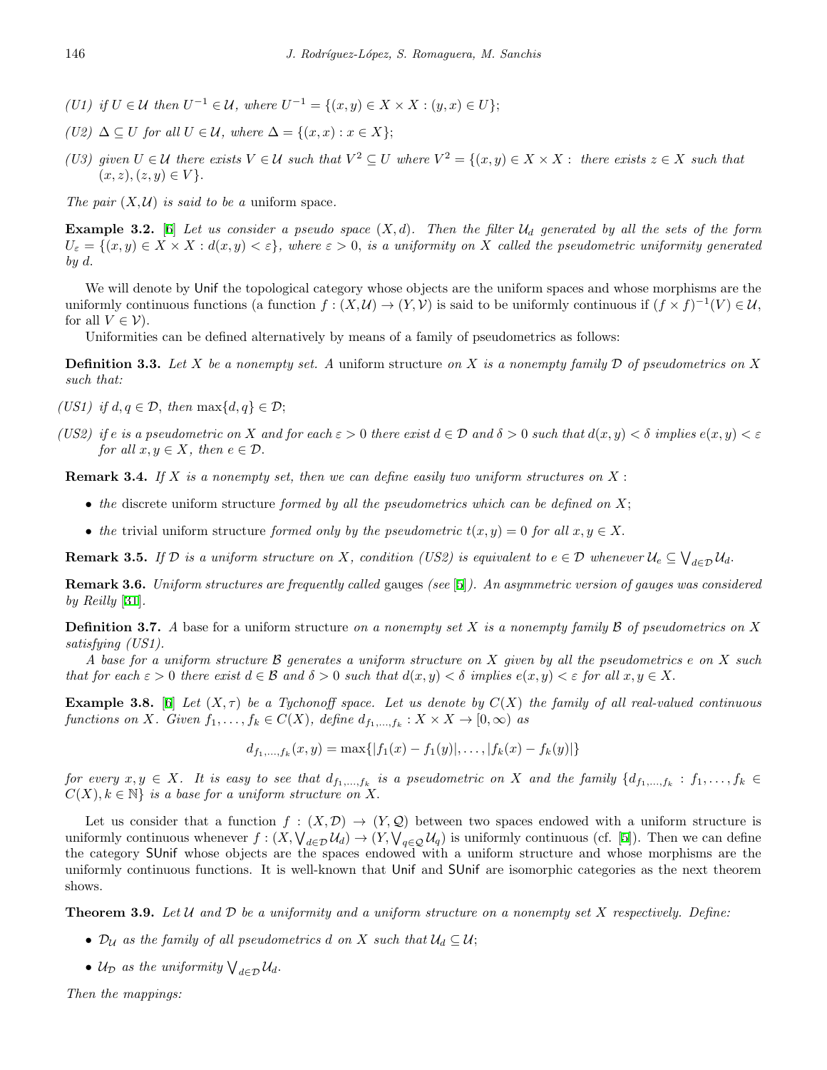*(U1) if $U \in \mathcal{U}$ then $U^{-1} \in \mathcal{U}$, where $U^{-1} = \{(x, y) \in X \times X : (y, x) \in U\}$;*

*(U2) $\Delta \subseteq U$ for all $U \in \mathcal{U}$, where $\Delta = \{(x, x) : x \in X\}$;*

*(U3) given $U \in \mathcal{U}$ there exists $V \in \mathcal{U}$ such that $V^2 \subseteq U$ where $V^2 = \{(x, y) \in X \times X :$ there exists $z \in X$ such that $(x, z), (z, y) \in V\}$.*

*The pair $(X, \mathcal{U})$ is said to be a* uniform space*.*

**Example 3.2.** [6] *Let us consider a pseudo space $(X, d)$. Then the filter $\mathcal{U}_d$ generated by all the sets of the form $U_\varepsilon = \{(x, y) \in X \times X : d(x, y) < \varepsilon\}$, where $\varepsilon > 0$, is a uniformity on $X$ called the pseudometric uniformity generated by $d$.*

We will denote by Unif the topological category whose objects are the uniform spaces and whose morphisms are the uniformly continuous functions (a function $f : (X, \mathcal{U}) \to (Y, \mathcal{V})$ is said to be uniformly continuous if $(f \times f)^{-1}(V) \in \mathcal{U}$, for all $V \in \mathcal{V}$).

Uniformities can be defined alternatively by means of a family of pseudometrics as follows:

**Definition 3.3.** *Let $X$ be a nonempty set. A* uniform structure *on $X$ is a nonempty family $\mathcal{D}$ of pseudometrics on $X$ such that:*

*(US1) if $d, q \in \mathcal{D}$, then $\max\{d, q\} \in \mathcal{D}$;*

*(US2) if $e$ is a pseudometric on $X$ and for each $\varepsilon > 0$ there exist $d \in \mathcal{D}$ and $\delta > 0$ such that $d(x, y) < \delta$ implies $e(x, y) < \varepsilon$ for all $x, y \in X$, then $e \in \mathcal{D}$.*

**Remark 3.4.** *If $X$ is a nonempty set, then we can define easily two uniform structures on $X$ :*

- *the* discrete uniform structure *formed by all the pseudometrics which can be defined on $X$;*
- *the* trivial uniform structure *formed only by the pseudometric $t(x, y) = 0$ for all $x, y \in X$.*

**Remark 3.5.** *If $\mathcal{D}$ is a uniform structure on $X$, condition (US2) is equivalent to $e \in \mathcal{D}$ whenever $\mathcal{U}_e \subseteq \bigvee_{d \in \mathcal{D}} \mathcal{U}_d$.*

**Remark 3.6.** *Uniform structures are frequently called* gauges *(see [5]). An asymmetric version of gauges was considered by Reilly [31].*

**Definition 3.7.** *A* base for a uniform structure *on a nonempty set $X$ is a nonempty family $\mathcal{B}$ of pseudometrics on $X$ satisfying (US1).*

*A base for a uniform structure $\mathcal{B}$ generates a uniform structure on $X$ given by all the pseudometrics $e$ on $X$ such that for each $\varepsilon > 0$ there exist $d \in \mathcal{B}$ and $\delta > 0$ such that $d(x, y) < \delta$ implies $e(x, y) < \varepsilon$ for all $x, y \in X$.*

**Example 3.8.** [6] *Let $(X, \tau)$ be a Tychonoff space. Let us denote by $C(X)$ the family of all real-valued continuous functions on $X$. Given $f_1, \ldots, f_k \in C(X)$, define $d_{f_1,\ldots,f_k} : X \times X \to [0, \infty)$ as*

$$d_{f_1,\ldots,f_k}(x, y) = \max\{|f_1(x) - f_1(y)|, \ldots, |f_k(x) - f_k(y)|\}$$

*for every $x, y \in X$. It is easy to see that $d_{f_1,\ldots,f_k}$ is a pseudometric on $X$ and the family $\{d_{f_1,\ldots,f_k} : f_1, \ldots, f_k \in C(X), k \in \mathbb{N}\}$ is a base for a uniform structure on $X$.*

Let us consider that a function $f : (X, \mathcal{D}) \to (Y, \mathcal{Q})$ between two spaces endowed with a uniform structure is uniformly continuous whenever $f : (X, \bigvee_{d \in \mathcal{D}} \mathcal{U}_d) \to (Y, \bigvee_{q \in \mathcal{Q}} \mathcal{U}_q)$ is uniformly continuous (cf. [5]). Then we can define the category SUnif whose objects are the spaces endowed with a uniform structure and whose morphisms are the uniformly continuous functions. It is well-known that Unif and SUnif are isomorphic categories as the next theorem shows.

**Theorem 3.9.** *Let $\mathcal{U}$ and $\mathcal{D}$ be a uniformity and a uniform structure on a nonempty set $X$ respectively. Define:*

- *$\mathcal{D}_\mathcal{U}$ as the family of all pseudometrics $d$ on $X$ such that $\mathcal{U}_d \subseteq \mathcal{U}$;*
- *$\mathcal{U}_\mathcal{D}$ as the uniformity $\bigvee_{d \in \mathcal{D}} \mathcal{U}_d$.*

*Then the mappings:*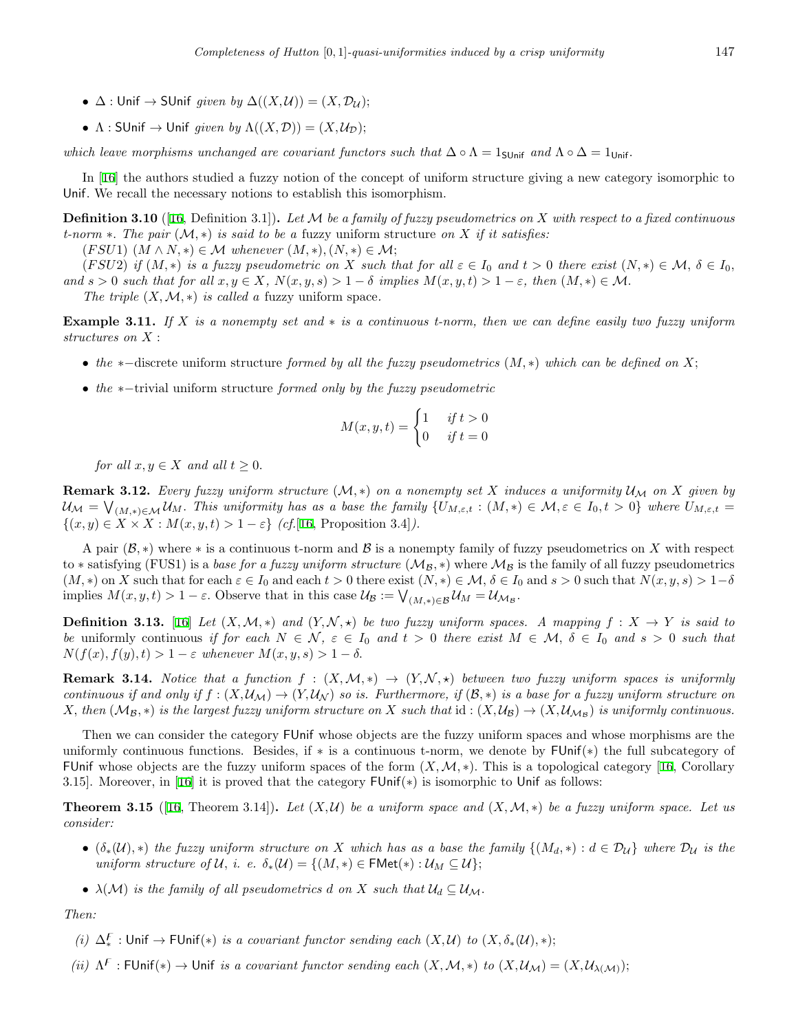- $\Delta : \mathsf{Unif} \to \mathsf{SUnif}$ *given by* $\Delta((X, \mathcal{U})) = (X, \mathcal{D}_{\mathcal{U}})$;
- $\Lambda : \mathsf{SUnif} \to \mathsf{Unif}$ *given by* $\Lambda((X, \mathcal{D})) = (X, \mathcal{U}_{\mathcal{D}})$;

*which leave morphisms unchanged are covariant functors such that* $\Delta \circ \Lambda = 1_{\mathsf{SUnif}}$ *and* $\Lambda \circ \Delta = 1_{\mathsf{Unif}}$.

In [16] the authors studied a fuzzy notion of the concept of uniform structure giving a new category isomorphic to Unif. We recall the necessary notions to establish this isomorphism.

**Definition 3.10** ([16, Definition 3.1]). *Let $\mathcal{M}$ be a family of fuzzy pseudometrics on $X$ with respect to a fixed continuous t-norm $*$. The pair $(\mathcal{M}, *)$ is said to be a* fuzzy uniform structure *on $X$ if it satisfies:*

*$(FSU1)$ $(M \wedge N, *) \in \mathcal{M}$ whenever $(M, *), (N, *) \in \mathcal{M}$;*

*$(FSU2)$ if $(M, *)$ is a fuzzy pseudometric on $X$ such that for all $\varepsilon \in I_0$ and $t > 0$ there exist $(N, *) \in \mathcal{M}$, $\delta \in I_0$, and $s > 0$ such that for all $x, y \in X$, $N(x, y, s) > 1 - \delta$ implies $M(x, y, t) > 1 - \varepsilon$, then $(M, *) \in \mathcal{M}$.*

*The triple $(X, \mathcal{M}, *)$ is called a* fuzzy uniform space.

**Example 3.11.** *If $X$ is a nonempty set and $*$ is a continuous t-norm, then we can define easily two fuzzy uniform structures on $X$ :*

- *the $*-$discrete uniform structure formed by all the fuzzy pseudometrics $(M, *)$ which can be defined on $X$;*
- *the $*-$trivial uniform structure formed only by the fuzzy pseudometric*

$$M(x, y, t) = \begin{cases} 1 & \text{if } t > 0 \\ 0 & \text{if } t = 0 \end{cases}$$

*for all $x, y \in X$ and all $t \geq 0$.*

**Remark 3.12.** *Every fuzzy uniform structure $(\mathcal{M}, *)$ on a nonempty set $X$ induces a uniformity $\mathcal{U}_{\mathcal{M}}$ on $X$ given by $\mathcal{U}_{\mathcal{M}} = \bigvee_{(M,*) \in \mathcal{M}} \mathcal{U}_M$. This uniformity has as a base the family $\{U_{M,\varepsilon,t} : (M, *) \in \mathcal{M}, \varepsilon \in I_0, t > 0\}$ where $U_{M,\varepsilon,t} = \{(x, y) \in X \times X : M(x, y, t) > 1 - \varepsilon\}$ (cf.[16, Proposition 3.4]).*

A pair $(\mathcal{B}, *)$ where $*$ is a continuous t-norm and $\mathcal{B}$ is a nonempty family of fuzzy pseudometrics on $X$ with respect to $*$ satisfying (FUS1) is a *base for a fuzzy uniform structure* $(\mathcal{M}_{\mathcal{B}}, *)$ where $\mathcal{M}_{\mathcal{B}}$ is the family of all fuzzy pseudometrics $(M, *)$ on $X$ such that for each $\varepsilon \in I_0$ and each $t > 0$ there exist $(N, *) \in \mathcal{M}$, $\delta \in I_0$ and $s > 0$ such that $N(x, y, s) > 1 - \delta$ implies $M(x, y, t) > 1 - \varepsilon$. Observe that in this case $\mathcal{U}_{\mathcal{B}} := \bigvee_{(M,*) \in \mathcal{B}} \mathcal{U}_M = \mathcal{U}_{\mathcal{M}_{\mathcal{B}}}$.

**Definition 3.13.** [16] *Let $(X, \mathcal{M}, *)$ and $(Y, \mathcal{N}, \star)$ be two fuzzy uniform spaces. A mapping $f : X \to Y$ is said to be* uniformly continuous *if for each $N \in \mathcal{N}$, $\varepsilon \in I_0$ and $t > 0$ there exist $M \in \mathcal{M}$, $\delta \in I_0$ and $s > 0$ such that $N(f(x), f(y), t) > 1 - \varepsilon$ whenever $M(x, y, s) > 1 - \delta$.*

**Remark 3.14.** *Notice that a function $f : (X, \mathcal{M}, *) \to (Y, \mathcal{N}, \star)$ between two fuzzy uniform spaces is uniformly continuous if and only if $f : (X, \mathcal{U}_{\mathcal{M}}) \to (Y, \mathcal{U}_{\mathcal{N}})$ so is. Furthermore, if $(\mathcal{B}, *)$ is a base for a fuzzy uniform structure on $X$, then $(\mathcal{M}_{\mathcal{B}}, *)$ is the largest fuzzy uniform structure on $X$ such that $\mathrm{id} : (X, \mathcal{U}_{\mathcal{B}}) \to (X, \mathcal{U}_{\mathcal{M}_{\mathcal{B}}})$ is uniformly continuous.*

Then we can consider the category FUnif whose objects are the fuzzy uniform spaces and whose morphisms are the uniformly continuous functions. Besides, if $*$ is a continuous t-norm, we denote by FUnif($*$) the full subcategory of FUnif whose objects are the fuzzy uniform spaces of the form $(X, \mathcal{M}, *)$. This is a topological category [16, Corollary 3.15]. Moreover, in [16] it is proved that the category FUnif($*$) is isomorphic to Unif as follows:

**Theorem 3.15** ([16, Theorem 3.14]). *Let $(X, \mathcal{U})$ be a uniform space and $(X, \mathcal{M}, *)$ be a fuzzy uniform space. Let us consider:*

- *$(\delta_*(\mathcal{U}), *)$ the fuzzy uniform structure on $X$ which has as a base the family $\{(M_d, *) : d \in \mathcal{D}_{\mathcal{U}}\}$ where $\mathcal{D}_{\mathcal{U}}$ is the uniform structure of $\mathcal{U}$, i. e. $\delta_*(\mathcal{U}) = \{(M, *) \in \mathsf{FMet}(*) : \mathcal{U}_M \subseteq \mathcal{U}\}$;*
- *$\lambda(\mathcal{M})$ is the family of all pseudometrics $d$ on $X$ such that $\mathcal{U}_d \subseteq \mathcal{U}_{\mathcal{M}}$.*

*Then:*

*(i)* $\Delta_*^F : \mathsf{Unif} \to \mathsf{FUnif}(*)$ *is a covariant functor sending each* $(X, \mathcal{U})$ *to* $(X, \delta_*(\mathcal{U}), *)$;

*(ii)* $\Lambda^F : \mathsf{FUnif}(*) \to \mathsf{Unif}$ *is a covariant functor sending each* $(X, \mathcal{M}, *)$ *to* $(X, \mathcal{U}_{\mathcal{M}}) = (X, \mathcal{U}_{\lambda(\mathcal{M})})$;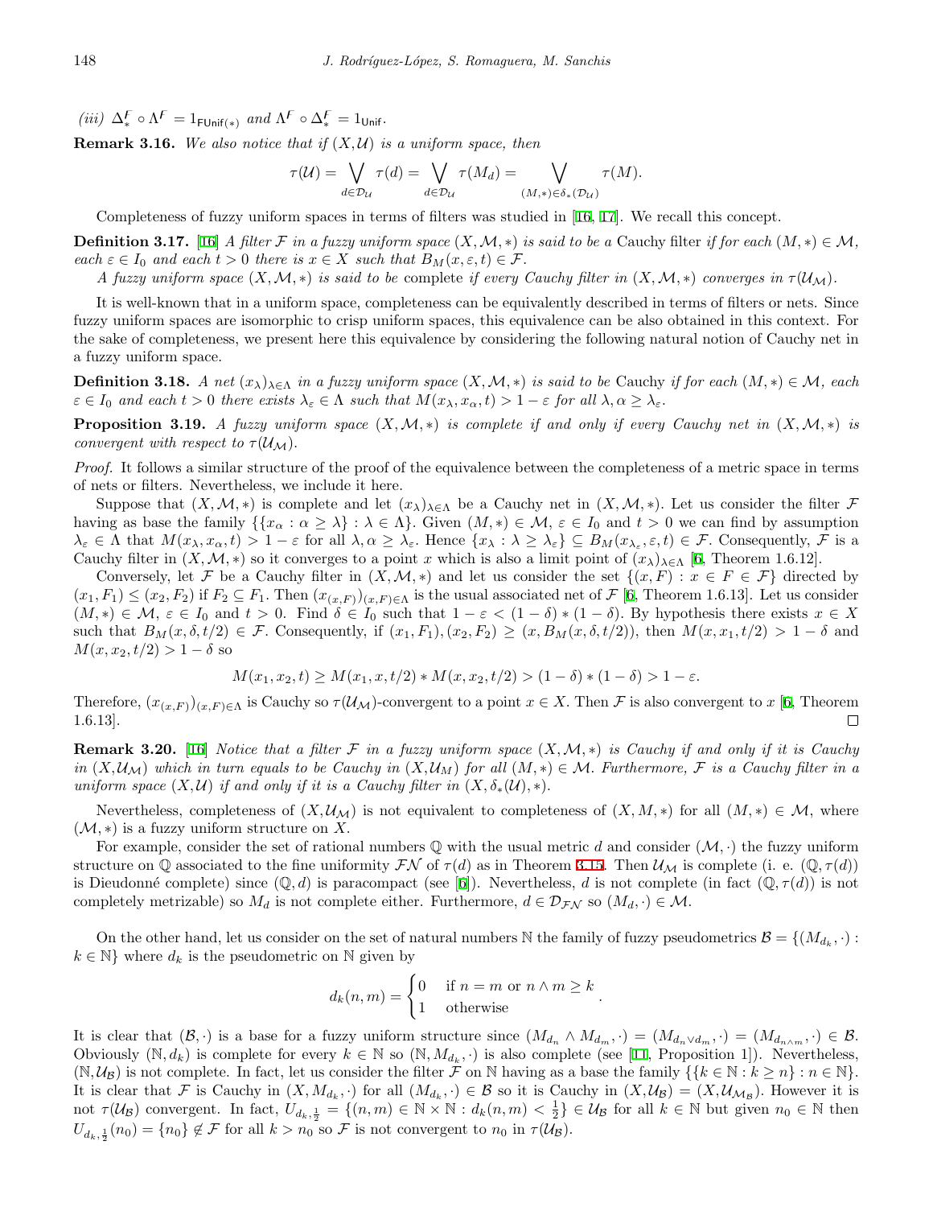*(iii)* $\Delta^F_* \circ \Lambda^F = 1_{\mathsf{FUnif}(*)}$ *and* $\Lambda^F \circ \Delta^F_* = 1_{\mathsf{Unif}}$.

**Remark 3.16.** *We also notice that if* $(X, \mathcal{U})$ *is a uniform space, then*

$$\tau(\mathcal{U}) = \bigvee_{d \in \mathcal{D}_\mathcal{U}} \tau(d) = \bigvee_{d \in \mathcal{D}_\mathcal{U}} \tau(M_d) = \bigvee_{(M,*) \in \delta_*(\mathcal{D}_\mathcal{U})} \tau(M).$$

Completeness of fuzzy uniform spaces in terms of filters was studied in [16, 17]. We recall this concept.

**Definition 3.17.** [16] *A filter* $\mathcal{F}$ *in a fuzzy uniform space* $(X, \mathcal{M}, *)$ *is said to be a* Cauchy filter *if for each* $(M, *) \in \mathcal{M}$, *each* $\varepsilon \in I_0$ *and each* $t > 0$ *there is* $x \in X$ *such that* $B_M(x, \varepsilon, t) \in \mathcal{F}$.

*A fuzzy uniform space* $(X, \mathcal{M}, *)$ *is said to be* complete *if every Cauchy filter in* $(X, \mathcal{M}, *)$ *converges in* $\tau(\mathcal{U}_\mathcal{M})$.

It is well-known that in a uniform space, completeness can be equivalently described in terms of filters or nets. Since fuzzy uniform spaces are isomorphic to crisp uniform spaces, this equivalence can be also obtained in this context. For the sake of completeness, we present here this equivalence by considering the following natural notion of Cauchy net in a fuzzy uniform space.

**Definition 3.18.** *A net* $(x_\lambda)_{\lambda \in \Lambda}$ *in a fuzzy uniform space* $(X, \mathcal{M}, *)$ *is said to be* Cauchy *if for each* $(M, *) \in \mathcal{M}$, *each* $\varepsilon \in I_0$ *and each* $t > 0$ *there exists* $\lambda_\varepsilon \in \Lambda$ *such that* $M(x_\lambda, x_\alpha, t) > 1 - \varepsilon$ *for all* $\lambda, \alpha \geq \lambda_\varepsilon$.

**Proposition 3.19.** *A fuzzy uniform space* $(X, \mathcal{M}, *)$ *is complete if and only if every Cauchy net in* $(X, \mathcal{M}, *)$ *is convergent with respect to* $\tau(\mathcal{U}_\mathcal{M})$.

*Proof.* It follows a similar structure of the proof of the equivalence between the completeness of a metric space in terms of nets or filters. Nevertheless, we include it here.

Suppose that $(X, \mathcal{M}, *)$ is complete and let $(x_\lambda)_{\lambda \in \Lambda}$ be a Cauchy net in $(X, \mathcal{M}, *)$. Let us consider the filter $\mathcal{F}$ having as base the family $\{\{x_\alpha : \alpha \geq \lambda\} : \lambda \in \Lambda\}$. Given $(M, *) \in \mathcal{M}$, $\varepsilon \in I_0$ and $t > 0$ we can find by assumption $\lambda_\varepsilon \in \Lambda$ that $M(x_\lambda, x_\alpha, t) > 1 - \varepsilon$ for all $\lambda, \alpha \geq \lambda_\varepsilon$. Hence $\{x_\lambda : \lambda \geq \lambda_\varepsilon\} \subseteq B_M(x_{\lambda_\varepsilon}, \varepsilon, t) \in \mathcal{F}$. Consequently, $\mathcal{F}$ is a Cauchy filter in $(X, \mathcal{M}, *)$ so it converges to a point $x$ which is also a limit point of $(x_\lambda)_{\lambda \in \Lambda}$ [6, Theorem 1.6.12].

Conversely, let $\mathcal{F}$ be a Cauchy filter in $(X, \mathcal{M}, *)$ and let us consider the set $\{(x, F) : x \in F \in \mathcal{F}\}$ directed by $(x_1, F_1) \leq (x_2, F_2)$ if $F_2 \subseteq F_1$. Then $(x_{(x,F)})_{(x,F) \in \Lambda}$ is the usual associated net of $\mathcal{F}$ [6, Theorem 1.6.13]. Let us consider $(M, *) \in \mathcal{M}$, $\varepsilon \in I_0$ and $t > 0$. Find $\delta \in I_0$ such that $1 - \varepsilon < (1 - \delta) * (1 - \delta)$. By hypothesis there exists $x \in X$ such that $B_M(x, \delta, t/2) \in \mathcal{F}$. Consequently, if $(x_1, F_1), (x_2, F_2) \geq (x, B_M(x, \delta, t/2))$, then $M(x, x_1, t/2) > 1 - \delta$ and $M(x, x_2, t/2) > 1 - \delta$ so

$$M(x_1, x_2, t) \geq M(x_1, x, t/2) * M(x, x_2, t/2) > (1 - \delta) * (1 - \delta) > 1 - \varepsilon.$$

Therefore, $(x_{(x,F)})_{(x,F) \in \Lambda}$ is Cauchy so $\tau(\mathcal{U}_\mathcal{M})$-convergent to a point $x \in X$. Then $\mathcal{F}$ is also convergent to $x$ [6, Theorem 1.6.13]. □

**Remark 3.20.** [16] *Notice that a filter* $\mathcal{F}$ *in a fuzzy uniform space* $(X, \mathcal{M}, *)$ *is Cauchy if and only if it is Cauchy in* $(X, \mathcal{U}_\mathcal{M})$ *which in turn equals to be Cauchy in* $(X, \mathcal{U}_M)$ *for all* $(M, *) \in \mathcal{M}$. *Furthermore,* $\mathcal{F}$ *is a Cauchy filter in a uniform space* $(X, \mathcal{U})$ *if and only if it is a Cauchy filter in* $(X, \delta_*(\mathcal{U}), *)$.

Nevertheless, completeness of $(X, \mathcal{U}_\mathcal{M})$ is not equivalent to completeness of $(X, M, *)$ for all $(M, *) \in \mathcal{M}$, where $(\mathcal{M}, *)$ is a fuzzy uniform structure on $X$.

For example, consider the set of rational numbers $\mathbb{Q}$ with the usual metric $d$ and consider $(\mathcal{M}, \cdot)$ the fuzzy uniform structure on $\mathbb{Q}$ associated to the fine uniformity $\mathcal{FN}$ of $\tau(d)$ as in Theorem 3.15. Then $\mathcal{U}_\mathcal{M}$ is complete (i. e. $(\mathbb{Q}, \tau(d))$ is Dieudonné complete) since $(\mathbb{Q}, d)$ is paracompact (see [6]). Nevertheless, $d$ is not complete (in fact $(\mathbb{Q}, \tau(d))$ is not completely metrizable) so $M_d$ is not complete either. Furthermore, $d \in \mathcal{D}_{\mathcal{FN}}$ so $(M_d, \cdot) \in \mathcal{M}$.

On the other hand, let us consider on the set of natural numbers $\mathbb{N}$ the family of fuzzy pseudometrics $\mathcal{B} = \{(M_{d_k}, \cdot) : k \in \mathbb{N}\}$ where $d_k$ is the pseudometric on $\mathbb{N}$ given by

$$d_k(n, m) = \begin{cases} 0 & \text{if } n = m \text{ or } n \wedge m \geq k \\ 1 & \text{otherwise} \end{cases}.$$

It is clear that $(\mathcal{B}, \cdot)$ is a base for a fuzzy uniform structure since $(M_{d_n} \wedge M_{d_m}, \cdot) = (M_{d_n \vee d_m}, \cdot) = (M_{d_{n \wedge m}}, \cdot) \in \mathcal{B}$. Obviously $(\mathbb{N}, d_k)$ is complete for every $k \in \mathbb{N}$ so $(\mathbb{N}, M_{d_k}, \cdot)$ is also complete (see [11, Proposition 1]). Nevertheless, $(\mathbb{N}, \mathcal{U}_\mathcal{B})$ is not complete. In fact, let us consider the filter $\mathcal{F}$ on $\mathbb{N}$ having as a base the family $\{\{k \in \mathbb{N} : k \geq n\} : n \in \mathbb{N}\}$. It is clear that $\mathcal{F}$ is Cauchy in $(X, M_{d_k}, \cdot)$ for all $(M_{d_k}, \cdot) \in \mathcal{B}$ so it is Cauchy in $(X, \mathcal{U}_\mathcal{B}) = (X, \mathcal{U}_{\mathcal{M}_\mathcal{B}})$. However it is not $\tau(\mathcal{U}_\mathcal{B})$ convergent. In fact, $U_{d_k, \frac{1}{2}} = \{(n, m) \in \mathbb{N} \times \mathbb{N} : d_k(n, m) < \frac{1}{2}\} \in \mathcal{U}_\mathcal{B}$ for all $k \in \mathbb{N}$ but given $n_0 \in \mathbb{N}$ then $U_{d_k, \frac{1}{2}}(n_0) = \{n_0\} \notin \mathcal{F}$ for all $k > n_0$ so $\mathcal{F}$ is not convergent to $n_0$ in $\tau(\mathcal{U}_\mathcal{B})$.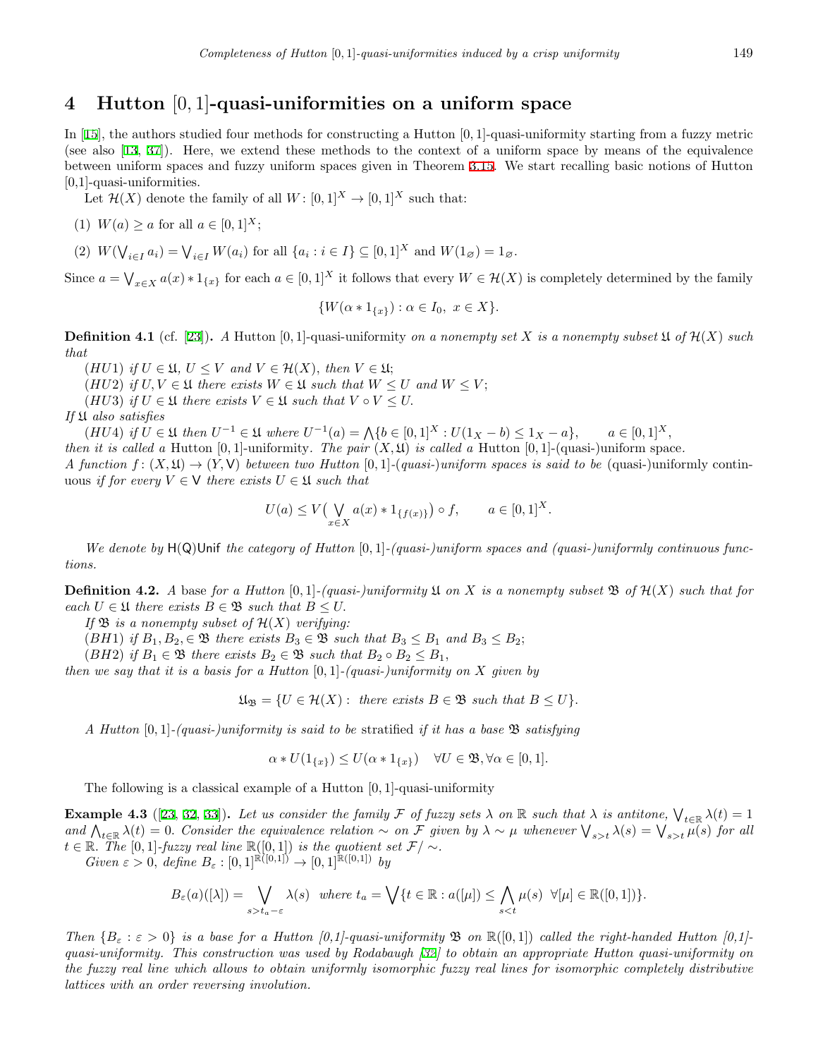## 4 Hutton $[0,1]$-quasi-uniformities on a uniform space

In [15], the authors studied four methods for constructing a Hutton $[0,1]$-quasi-uniformity starting from a fuzzy metric (see also [13, 37]). Here, we extend these methods to the context of a uniform space by means of the equivalence between uniform spaces and fuzzy uniform spaces given in Theorem 3.15. We start recalling basic notions of Hutton [0,1]-quasi-uniformities.

Let $\mathcal{H}(X)$ denote the family of all $W\colon [0,1]^X \to [0,1]^X$ such that:

(1) $W(a) \geq a$ for all $a \in [0,1]^X$;

(2) $W(\bigvee_{i\in I} a_i) = \bigvee_{i\in I} W(a_i)$ for all $\{a_i : i \in I\} \subseteq [0,1]^X$ and $W(1_\varnothing) = 1_\varnothing$.

Since $a = \bigvee_{x\in X} a(x) * 1_{\{x\}}$ for each $a \in [0,1]^X$ it follows that every $W \in \mathcal{H}(X)$ is completely determined by the family

$$\{W(\alpha * 1_{\{x\}}) : \alpha \in I_0,\ x \in X\}.$$

**Definition 4.1** (cf. [23]). *A* Hutton $[0,1]$-quasi-uniformity *on a nonempty set $X$ is a nonempty subset $\mathfrak{U}$ of $\mathcal{H}(X)$ such that*

*(HU1) if $U \in \mathfrak{U}$, $U \leq V$ and $V \in \mathcal{H}(X)$, then $V \in \mathfrak{U}$;*

*(HU2) if $U, V \in \mathfrak{U}$ there exists $W \in \mathfrak{U}$ such that $W \leq U$ and $W \leq V$;*

*(HU3) if $U \in \mathfrak{U}$ there exists $V \in \mathfrak{U}$ such that $V \circ V \leq U$.*

*If $\mathfrak{U}$ also satisfies*

*(HU4) if $U \in \mathfrak{U}$ then $U^{-1} \in \mathfrak{U}$ where $U^{-1}(a) = \bigwedge\{b \in [0,1]^X : U(1_X - b) \leq 1_X - a\}$, $\qquad a \in [0,1]^X$,*

*then it is called a* Hutton $[0,1]$-uniformity. *The pair $(X, \mathfrak{U})$ is called a* Hutton $[0,1]$-(quasi-)uniform space.

*A function $f\colon (X,\mathfrak{U}) \to (Y, \mathsf{V})$ between two Hutton $[0,1]$-(quasi-)uniform spaces is said to be* (quasi-)uniformly continuous *if for every $V \in \mathsf{V}$ there exists $U \in \mathfrak{U}$ such that*

$$U(a) \leq V\big(\bigvee_{x\in X} a(x) * 1_{\{f(x)\}}\big) \circ f, \qquad a \in [0,1]^X.$$

*We denote by* $\mathsf{H(Q)Unif}$ *the category of Hutton $[0,1]$-(quasi-)uniform spaces and (quasi-)uniformly continuous functions.*

**Definition 4.2.** *A* base *for a Hutton $[0,1]$-(quasi-)uniformity $\mathfrak{U}$ on $X$ is a nonempty subset $\mathfrak{B}$ of $\mathcal{H}(X)$ such that for each $U \in \mathfrak{U}$ there exists $B \in \mathfrak{B}$ such that $B \leq U$.*

*If $\mathfrak{B}$ is a nonempty subset of $\mathcal{H}(X)$ verifying:*

*(BH1) if $B_1, B_2, \in \mathfrak{B}$ there exists $B_3 \in \mathfrak{B}$ such that $B_3 \leq B_1$ and $B_3 \leq B_2$;*

*(BH2) if $B_1 \in \mathfrak{B}$ there exists $B_2 \in \mathfrak{B}$ such that $B_2 \circ B_2 \leq B_1$,*

*then we say that it is a basis for a Hutton $[0,1]$-(quasi-)uniformity on $X$ given by*

$$\mathfrak{U}_{\mathfrak{B}} = \{U \in \mathcal{H}(X) :\ \text{there exists } B \in \mathfrak{B} \text{ such that } B \leq U\}.$$

*A Hutton $[0,1]$-(quasi-)uniformity is said to be* stratified *if it has a base $\mathfrak{B}$ satisfying*

$$\alpha * U(1_{\{x\}}) \leq U(\alpha * 1_{\{x\}}) \quad \forall U \in \mathfrak{B}, \forall \alpha \in [0,1].$$

The following is a classical example of a Hutton $[0,1]$-quasi-uniformity

**Example 4.3** ([23, 32, 33]). *Let us consider the family $\mathcal{F}$ of fuzzy sets $\lambda$ on $\mathbb{R}$ such that $\lambda$ is antitone, $\bigvee_{t\in\mathbb{R}} \lambda(t) = 1$ and $\bigwedge_{t\in\mathbb{R}} \lambda(t) = 0$. Consider the equivalence relation $\sim$ on $\mathcal{F}$ given by $\lambda \sim \mu$ whenever $\bigvee_{s>t} \lambda(s) = \bigvee_{s>t} \mu(s)$ for all $t \in \mathbb{R}$. The $[0,1]$-fuzzy real line $\mathbb{R}([0,1])$ is the quotient set $\mathcal{F}/\sim$.*

*Given $\varepsilon > 0$, define $B_\varepsilon : [0,1]^{\mathbb{R}([0,1])} \to [0,1]^{\mathbb{R}([0,1])}$ by*

$$B_\varepsilon(a)([\lambda]) = \bigvee_{s>t_a-\varepsilon} \lambda(s) \ \ \text{where } t_a = \bigvee\{t \in \mathbb{R} : a([\mu]) \leq \bigwedge_{s<t} \mu(s) \ \ \forall [\mu] \in \mathbb{R}([0,1])\}.$$

*Then $\{B_\varepsilon : \varepsilon > 0\}$ is a base for a Hutton [0,1]-quasi-uniformity $\mathfrak{B}$ on $\mathbb{R}([0,1])$ called the right-handed Hutton [0,1]-quasi-uniformity. This construction was used by Rodabaugh [32] to obtain an appropriate Hutton quasi-uniformity on the fuzzy real line which allows to obtain uniformly isomorphic fuzzy real lines for isomorphic completely distributive lattices with an order reversing involution.*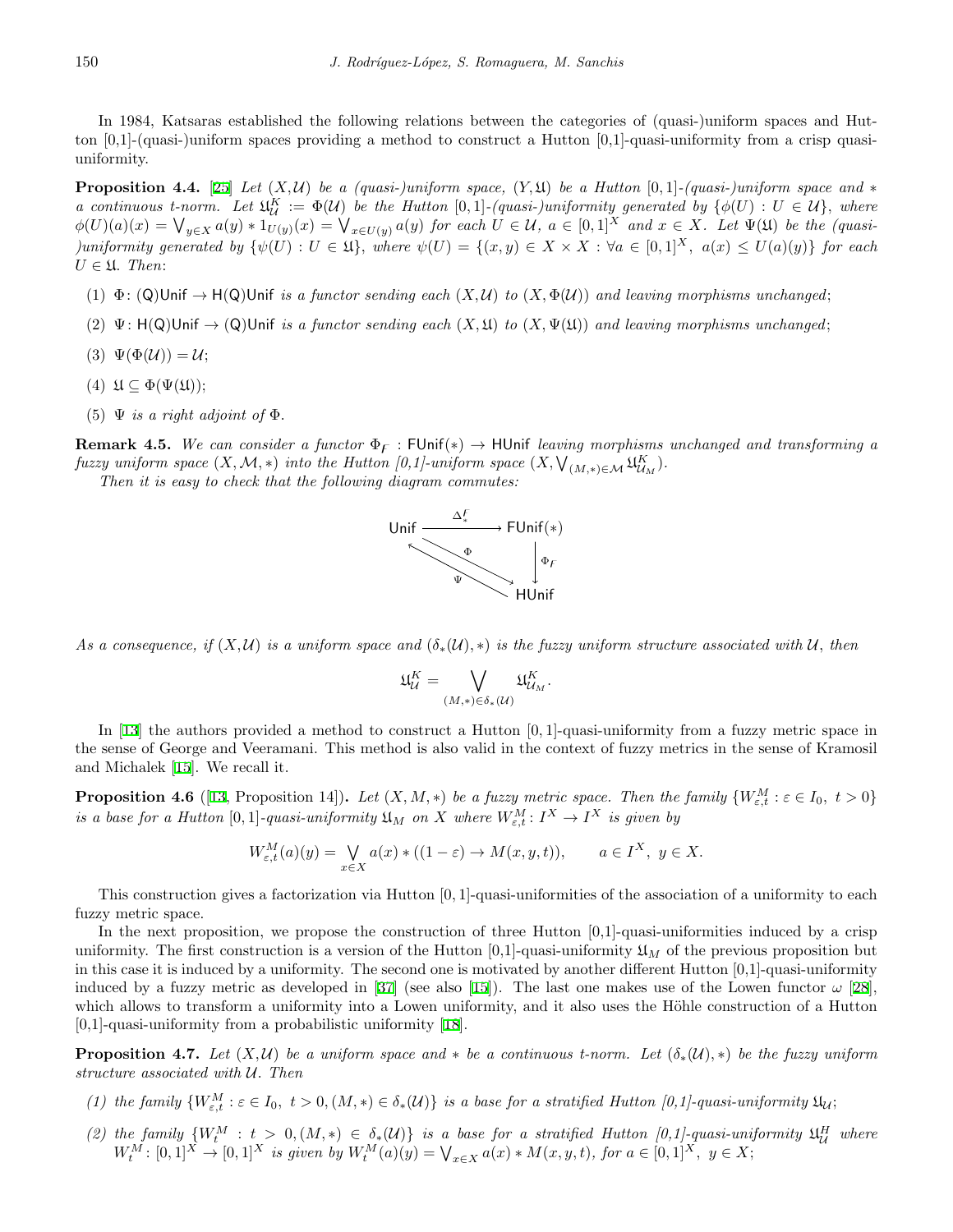In 1984, Katsaras established the following relations between the categories of (quasi-)uniform spaces and Hutton [0,1]-(quasi-)uniform spaces providing a method to construct a Hutton [0,1]-quasi-uniformity from a crisp quasi-uniformity.

**Proposition 4.4.** [25] *Let $(X,\mathcal{U})$ be a (quasi-)uniform space, $(Y,\mathfrak{U})$ be a Hutton $[0,1]$-(quasi-)uniform space and $*$ a continuous t-norm. Let $\mathfrak{U}^K_{\mathcal{U}} := \Phi(\mathcal{U})$ be the Hutton $[0,1]$-(quasi-)uniformity generated by $\{\phi(U) : U \in \mathcal{U}\}$, where $\phi(U)(a)(x) = \bigvee_{y\in X} a(y) * 1_{U(y)}(x) = \bigvee_{x\in U(y)} a(y)$ for each $U \in \mathcal{U}$, $a \in [0,1]^X$ and $x \in X$. Let $\Psi(\mathfrak{U})$ be the (quasi-)uniformity generated by $\{\psi(U) : U \in \mathfrak{U}\}$, where $\psi(U) = \{(x,y) \in X \times X : \forall a \in [0,1]^X,\ a(x) \leq U(a)(y)\}$ for each $U \in \mathfrak{U}$. Then*:

1. $\Phi\colon \mathsf{(Q)Unif} \to \mathsf{H(Q)Unif}$ *is a functor sending each $(X,\mathcal{U})$ to $(X,\Phi(\mathcal{U}))$ and leaving morphisms unchanged*;
2. $\Psi\colon \mathsf{H(Q)Unif} \to \mathsf{(Q)Unif}$ *is a functor sending each $(X,\mathfrak{U})$ to $(X,\Psi(\mathfrak{U}))$ and leaving morphisms unchanged*;
3. $\Psi(\Phi(\mathcal{U})) = \mathcal{U}$;
4. $\mathfrak{U} \subseteq \Phi(\Psi(\mathfrak{U}))$;
5. $\Psi$ *is a right adjoint of* $\Phi$.

**Remark 4.5.** *We can consider a functor $\Phi_F : \mathsf{FUnif}(*) \to \mathsf{HUnif}$ leaving morphisms unchanged and transforming a fuzzy uniform space $(X,\mathcal{M},*)$ into the Hutton [0,1]-uniform space $(X, \bigvee_{(M,*)\in\mathcal{M}} \mathfrak{U}^K_{\mathcal{U}_M})$.*

*Then it is easy to check that the following diagram commutes:*

$$\begin{array}{ccc} \mathsf{Unif} & \xrightarrow{\Delta^F_*} & \mathsf{FUnif}(*) \\ & \underset{\Psi}{\overset{\Phi}{\rightleftarrows}} & \downarrow \Phi_F \\ & & \mathsf{HUnif} \end{array}$$

*As a consequence, if $(X,\mathcal{U})$ is a uniform space and $(\delta_*(\mathcal{U}),*)$ is the fuzzy uniform structure associated with $\mathcal{U}$, then*

$$\mathfrak{U}^K_{\mathcal{U}} = \bigvee_{(M,*)\in\delta_*(\mathcal{U})} \mathfrak{U}^K_{\mathcal{U}_M}.$$

In [13] the authors provided a method to construct a Hutton $[0,1]$-quasi-uniformity from a fuzzy metric space in the sense of George and Veeramani. This method is also valid in the context of fuzzy metrics in the sense of Kramosil and Michalek [15]. We recall it.

**Proposition 4.6** ([13, Proposition 14])**.** *Let $(X,M,*)$ be a fuzzy metric space. Then the family $\{W^M_{\varepsilon,t} : \varepsilon \in I_0,\ t > 0\}$ is a base for a Hutton $[0,1]$-quasi-uniformity $\mathfrak{U}_M$ on $X$ where $W^M_{\varepsilon,t}\colon I^X \to I^X$ is given by*

$$W^M_{\varepsilon,t}(a)(y) = \bigvee_{x\in X} a(x) * ((1-\varepsilon) \to M(x,y,t)), \qquad a \in I^X,\ y \in X.$$

This construction gives a factorization via Hutton $[0,1]$-quasi-uniformities of the association of a uniformity to each fuzzy metric space.

In the next proposition, we propose the construction of three Hutton [0,1]-quasi-uniformities induced by a crisp uniformity. The first construction is a version of the Hutton [0,1]-quasi-uniformity $\mathfrak{U}_M$ of the previous proposition but in this case it is induced by a uniformity. The second one is motivated by another different Hutton [0,1]-quasi-uniformity induced by a fuzzy metric as developed in [37] (see also [15]). The last one makes use of the Lowen functor $\omega$ [28], which allows to transform a uniformity into a Lowen uniformity, and it also uses the Höhle construction of a Hutton [0,1]-quasi-uniformity from a probabilistic uniformity [18].

**Proposition 4.7.** *Let $(X,\mathcal{U})$ be a uniform space and $*$ be a continuous t-norm. Let $(\delta_*(\mathcal{U}),*)$ be the fuzzy uniform structure associated with $\mathcal{U}$. Then*

1. *the family $\{W^M_{\varepsilon,t} : \varepsilon \in I_0,\ t > 0, (M,*) \in \delta_*(\mathcal{U})\}$ is a base for a stratified Hutton [0,1]-quasi-uniformity $\mathfrak{U}_{\mathcal{U}}$;*
2. *the family $\{W^M_t : t > 0, (M,*) \in \delta_*(\mathcal{U})\}$ is a base for a stratified Hutton [0,1]-quasi-uniformity $\mathfrak{U}^H_{\mathcal{U}}$ where $W^M_t\colon [0,1]^X \to [0,1]^X$ is given by $W^M_t(a)(y) = \bigvee_{x\in X} a(x) * M(x,y,t)$, for $a \in [0,1]^X$, $y \in X$;*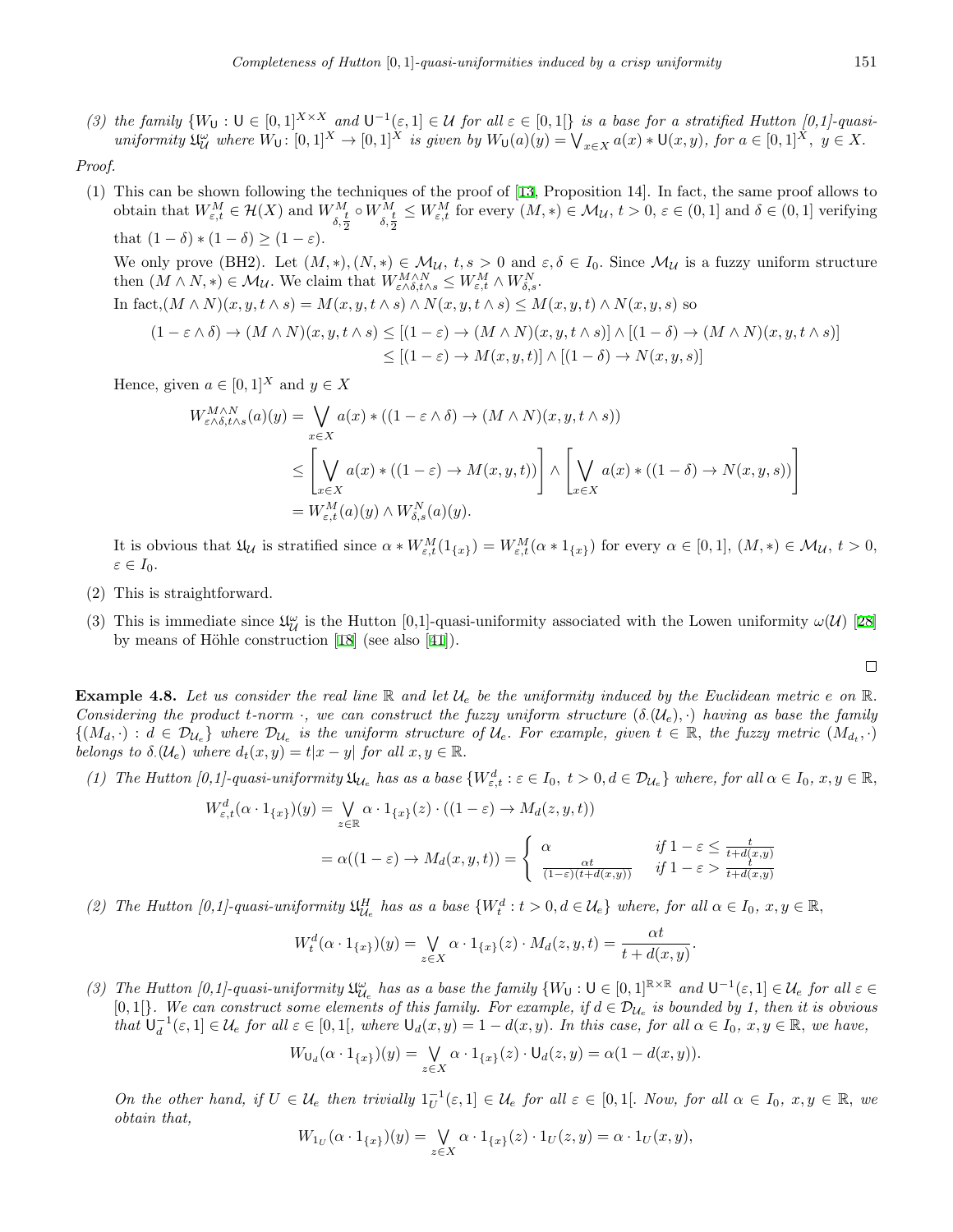(3) *the family* $\{W_{\mathsf{U}} : \mathsf{U} \in [0,1]^{X\times X}$ *and* $\mathsf{U}^{-1}(\varepsilon, 1] \in \mathcal{U}$ *for all* $\varepsilon \in [0,1[\}$ *is a base for a stratified Hutton [0,1]-quasi-uniformity* $\mathfrak{U}^{\omega}_{\mathcal{U}}$ *where* $W_{\mathsf{U}} : [0,1]^X \to [0,1]^X$ *is given by* $W_{\mathsf{U}}(a)(y) = \bigvee_{x\in X} a(x) * \mathsf{U}(x,y)$*, for* $a \in [0,1]^X$*,* $y \in X$*.*

*Proof.*

(1) This can be shown following the techniques of the proof of [13, Proposition 14]. In fact, the same proof allows to obtain that $W^M_{\varepsilon,t} \in \mathcal{H}(X)$ and $W^M_{\delta,\frac{t}{2}} \circ W^M_{\delta,\frac{t}{2}} \le W^M_{\varepsilon,t}$ for every $(M,*) \in \mathcal{M}_{\mathcal{U}}$, $t > 0$, $\varepsilon \in (0,1]$ and $\delta \in (0,1]$ verifying that $(1-\delta)*(1-\delta) \ge (1-\varepsilon)$.

We only prove (BH2). Let $(M,*), (N,*) \in \mathcal{M}_{\mathcal{U}}$, $t, s > 0$ and $\varepsilon, \delta \in I_0$. Since $\mathcal{M}_{\mathcal{U}}$ is a fuzzy uniform structure then $(M \wedge N, *) \in \mathcal{M}_{\mathcal{U}}$. We claim that $W^{M\wedge N}_{\varepsilon\wedge\delta, t\wedge s} \le W^M_{\varepsilon,t} \wedge W^N_{\delta,s}$.

In fact,$(M\wedge N)(x,y,t\wedge s) = M(x,y,t\wedge s) \wedge N(x,y,t\wedge s) \le M(x,y,t) \wedge N(x,y,s)$ so

$$\begin{aligned}(1-\varepsilon\wedge\delta) \to (M\wedge N)(x,y,t\wedge s) &\le [(1-\varepsilon) \to (M\wedge N)(x,y,t\wedge s)] \wedge [(1-\delta) \to (M\wedge N)(x,y,t\wedge s)] \\ &\le [(1-\varepsilon) \to M(x,y,t)] \wedge [(1-\delta) \to N(x,y,s)]\end{aligned}$$

Hence, given $a \in [0,1]^X$ and $y \in X$

$$\begin{aligned}W^{M\wedge N}_{\varepsilon\wedge\delta,t\wedge s}(a)(y) &= \bigvee_{x\in X} a(x) * ((1-\varepsilon\wedge\delta) \to (M\wedge N)(x,y,t\wedge s)) \\ &\le \left[\bigvee_{x\in X} a(x) * ((1-\varepsilon) \to M(x,y,t))\right] \wedge \left[\bigvee_{x\in X} a(x) * ((1-\delta) \to N(x,y,s))\right] \\ &= W^M_{\varepsilon,t}(a)(y) \wedge W^N_{\delta,s}(a)(y).\end{aligned}$$

It is obvious that $\mathfrak{U}_{\mathcal{U}}$ is stratified since $\alpha * W^M_{\varepsilon,t}(1_{\{x\}}) = W^M_{\varepsilon,t}(\alpha * 1_{\{x\}})$ for every $\alpha \in [0,1]$, $(M,*) \in \mathcal{M}_{\mathcal{U}}$, $t > 0$, $\varepsilon \in I_0$.

(2) This is straightforward.

(3) This is immediate since $\mathfrak{U}^{\omega}_{\mathcal{U}}$ is the Hutton [0,1]-quasi-uniformity associated with the Lowen uniformity $\omega(\mathcal{U})$ [28] by means of Höhle construction [18] (see also [41]).

□

**Example 4.8.** *Let us consider the real line* $\mathbb{R}$ *and let* $\mathcal{U}_e$ *be the uniformity induced by the Euclidean metric* $e$ *on* $\mathbb{R}$*. Considering the product t-norm* $\cdot$*, we can construct the fuzzy uniform structure* $(\delta.(\mathcal{U}_e), \cdot)$ *having as base the family* $\{(M_d, \cdot) : d \in \mathcal{D}_{\mathcal{U}_e}\}$ *where* $\mathcal{D}_{\mathcal{U}_e}$ *is the uniform structure of* $\mathcal{U}_e$*. For example, given* $t \in \mathbb{R}$*, the fuzzy metric* $(M_{d_t}, \cdot)$ *belongs to* $\delta.(\mathcal{U}_e)$ *where* $d_t(x,y) = t|x-y|$ *for all* $x, y \in \mathbb{R}$*.*

(1) *The Hutton [0,1]-quasi-uniformity* $\mathfrak{U}_{\mathcal{U}_e}$ *has as a base* $\{W^d_{\varepsilon,t} : \varepsilon \in I_0,\ t > 0, d \in \mathcal{D}_{\mathcal{U}_e}\}$ *where, for all* $\alpha \in I_0$*,* $x, y \in \mathbb{R}$*,*

$$\begin{aligned}W^d_{\varepsilon,t}(\alpha\cdot 1_{\{x\}})(y) &= \bigvee_{z\in\mathbb{R}} \alpha\cdot 1_{\{x\}}(z)\cdot((1-\varepsilon) \to M_d(z,y,t)) \\ &= \alpha((1-\varepsilon) \to M_d(x,y,t)) = \begin{cases} \alpha & \text{if } 1-\varepsilon \le \frac{t}{t+d(x,y)} \\ \frac{\alpha t}{(1-\varepsilon)(t+d(x,y))} & \text{if } 1-\varepsilon > \frac{t}{t+d(x,y)}\end{cases}\end{aligned}$$

(2) *The Hutton [0,1]-quasi-uniformity* $\mathfrak{U}^H_{\mathcal{U}_e}$ *has as a base* $\{W^d_t : t > 0, d \in \mathcal{U}_e\}$ *where, for all* $\alpha \in I_0$*,* $x, y \in \mathbb{R}$*,*

$$W^d_t(\alpha\cdot 1_{\{x\}})(y) = \bigvee_{z\in X} \alpha\cdot 1_{\{x\}}(z)\cdot M_d(z,y,t) = \frac{\alpha t}{t+d(x,y)}.$$

(3) *The Hutton [0,1]-quasi-uniformity* $\mathfrak{U}^{\omega}_{\mathcal{U}_e}$ *has as a base the family* $\{W_{\mathsf{U}} : \mathsf{U} \in [0,1]^{\mathbb{R}\times\mathbb{R}}$ *and* $\mathsf{U}^{-1}(\varepsilon, 1] \in \mathcal{U}_e$ *for all* $\varepsilon \in [0,1[\}$*. We can construct some elements of this family. For example, if* $d \in \mathcal{D}_{\mathcal{U}_e}$ *is bounded by 1, then it is obvious that* $\mathsf{U}_d^{-1}(\varepsilon, 1] \in \mathcal{U}_e$ *for all* $\varepsilon \in [0,1[$*, where* $\mathsf{U}_d(x,y) = 1 - d(x,y)$*. In this case, for all* $\alpha \in I_0$*,* $x, y \in \mathbb{R}$*, we have,*

$$W_{\mathsf{U}_d}(\alpha\cdot 1_{\{x\}})(y) = \bigvee_{z\in X} \alpha\cdot 1_{\{x\}}(z)\cdot \mathsf{U}_d(z,y) = \alpha(1-d(x,y)).$$

*On the other hand, if* $U \in \mathcal{U}_e$ *then trivially* $1_U^{-1}(\varepsilon, 1] \in \mathcal{U}_e$ *for all* $\varepsilon \in [0,1[$*. Now, for all* $\alpha \in I_0$*,* $x, y \in \mathbb{R}$*, we obtain that,*

$$W_{1_U}(\alpha\cdot 1_{\{x\}})(y) = \bigvee_{z\in X} \alpha\cdot 1_{\{x\}}(z)\cdot 1_U(z,y) = \alpha\cdot 1_U(x,y),$$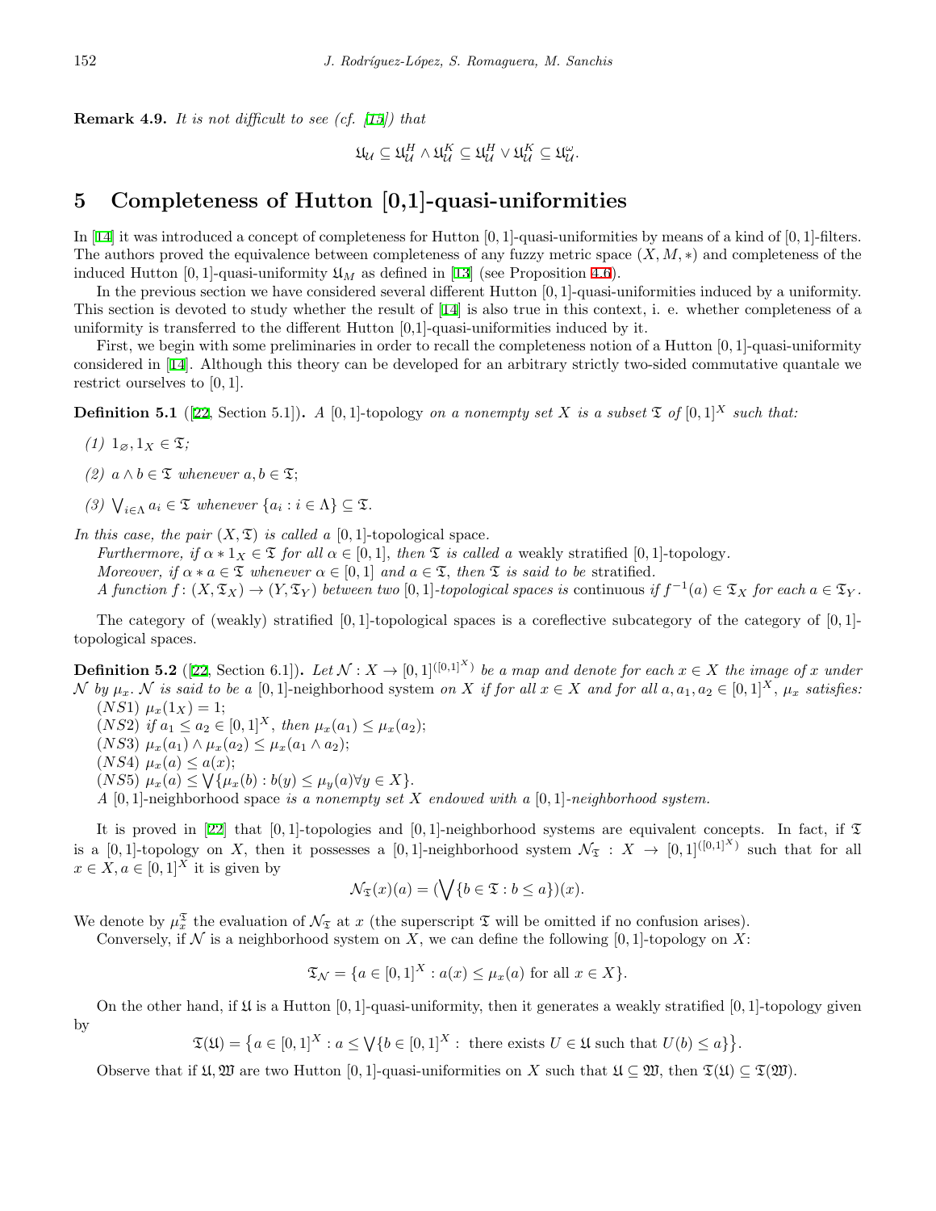**Remark 4.9.** *It is not difficult to see (cf. [15]) that*

$$\mathfrak{U}_{\mathcal{U}} \subseteq \mathfrak{U}^H_{\mathcal{U}} \wedge \mathfrak{U}^K_{\mathcal{U}} \subseteq \mathfrak{U}^H_{\mathcal{U}} \vee \mathfrak{U}^K_{\mathcal{U}} \subseteq \mathfrak{U}^{\omega}_{\mathcal{U}}.$$

# 5 Completeness of Hutton [0,1]-quasi-uniformities

In [14] it was introduced a concept of completeness for Hutton $[0,1]$-quasi-uniformities by means of a kind of $[0,1]$-filters. The authors proved the equivalence between completeness of any fuzzy metric space $(X, M, *)$ and completeness of the induced Hutton $[0,1]$-quasi-uniformity $\mathfrak{U}_M$ as defined in [13] (see Proposition 4.6).

In the previous section we have considered several different Hutton $[0,1]$-quasi-uniformities induced by a uniformity. This section is devoted to study whether the result of [14] is also true in this context, i. e. whether completeness of a uniformity is transferred to the different Hutton [0,1]-quasi-uniformities induced by it.

First, we begin with some preliminaries in order to recall the completeness notion of a Hutton $[0,1]$-quasi-uniformity considered in [14]. Although this theory can be developed for an arbitrary strictly two-sided commutative quantale we restrict ourselves to $[0,1]$.

**Definition 5.1** ([22, Section 5.1])**.** *A* $[0,1]$-topology *on a nonempty set $X$ is a subset $\mathfrak{T}$ of $[0,1]^X$ such that:*

*(1) $1_\varnothing, 1_X \in \mathfrak{T}$;*

*(2) $a \wedge b \in \mathfrak{T}$ whenever $a, b \in \mathfrak{T}$;*

*(3) $\bigvee_{i\in\Lambda} a_i \in \mathfrak{T}$ whenever $\{a_i : i \in \Lambda\} \subseteq \mathfrak{T}$.*

*In this case, the pair $(X, \mathfrak{T})$ is called a* $[0,1]$-topological space.

*Furthermore, if $\alpha * 1_X \in \mathfrak{T}$ for all $\alpha \in [0,1]$, then $\mathfrak{T}$ is called a* weakly stratified $[0,1]$-topology.

*Moreover, if $\alpha * a \in \mathfrak{T}$ whenever $\alpha \in [0,1]$ and $a \in \mathfrak{T}$, then $\mathfrak{T}$ is said to be* stratified.

*A function $f\colon (X, \mathfrak{T}_X) \to (Y, \mathfrak{T}_Y)$ between two $[0,1]$-topological spaces is* continuous *if $f^{-1}(a) \in \mathfrak{T}_X$ for each $a \in \mathfrak{T}_Y$.*

The category of (weakly) stratified $[0,1]$-topological spaces is a coreflective subcategory of the category of $[0,1]$-topological spaces.

**Definition 5.2** ([22, Section 6.1])**.** *Let $\mathcal{N} : X \to [0,1]^{([0,1]^X)}$ be a map and denote for each $x \in X$ the image of $x$ under $\mathcal{N}$ by $\mu_x$. $\mathcal{N}$ is said to be a* $[0,1]$-neighborhood system *on $X$ if for all $x \in X$ and for all $a, a_1, a_2 \in [0,1]^X$, $\mu_x$ satisfies:*

*$(NS1)$ $\mu_x(1_X) = 1$;*

*$(NS2)$ if $a_1 \le a_2 \in [0,1]^X$, then $\mu_x(a_1) \le \mu_x(a_2)$;*

*$(NS3)$ $\mu_x(a_1) \wedge \mu_x(a_2) \le \mu_x(a_1 \wedge a_2)$;*

*$(NS4)$ $\mu_x(a) \le a(x)$;*

*$(NS5)$ $\mu_x(a) \le \bigvee\{\mu_x(b) : b(y) \le \mu_y(a) \forall y \in X\}$.*

*A* $[0,1]$-neighborhood space *is a nonempty set $X$ endowed with a $[0,1]$-neighborhood system.*

It is proved in [22] that $[0,1]$-topologies and $[0,1]$-neighborhood systems are equivalent concepts. In fact, if $\mathfrak{T}$ is a $[0,1]$-topology on $X$, then it possesses a $[0,1]$-neighborhood system $\mathcal{N}_{\mathfrak{T}} : X \to [0,1]^{([0,1]^X)}$ such that for all $x \in X, a \in [0,1]^X$ it is given by

$$\mathcal{N}_{\mathfrak{T}}(x)(a) = \left(\bigvee\{b \in \mathfrak{T} : b \le a\}\right)(x).$$

We denote by $\mu^{\mathfrak{T}}_x$ the evaluation of $\mathcal{N}_{\mathfrak{T}}$ at $x$ (the superscript $\mathfrak{T}$ will be omitted if no confusion arises).

Conversely, if $\mathcal{N}$ is a neighborhood system on $X$, we can define the following $[0,1]$-topology on $X$:

$$\mathfrak{T}_{\mathcal{N}} = \{a \in [0,1]^X : a(x) \le \mu_x(a) \text{ for all } x \in X\}.$$

On the other hand, if $\mathfrak{U}$ is a Hutton $[0,1]$-quasi-uniformity, then it generates a weakly stratified $[0,1]$-topology given by

$$\mathfrak{T}(\mathfrak{U}) = \left\{a \in [0,1]^X : a \le \bigvee\{b \in [0,1]^X : \text{ there exists } U \in \mathfrak{U} \text{ such that } U(b) \le a\}\right\}.$$

Observe that if $\mathfrak{U}, \mathfrak{W}$ are two Hutton $[0,1]$-quasi-uniformities on $X$ such that $\mathfrak{U} \subseteq \mathfrak{W}$, then $\mathfrak{T}(\mathfrak{U}) \subseteq \mathfrak{T}(\mathfrak{W})$.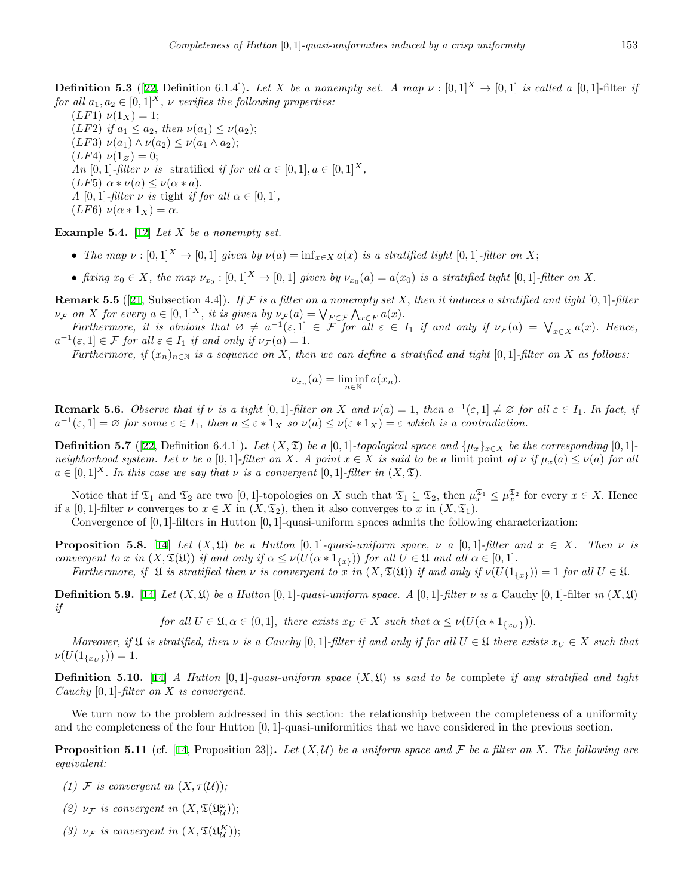**Definition 5.3** ([22, Definition 6.1.4]). *Let $X$ be a nonempty set. A map $\nu : [0,1]^X \to [0,1]$ is called a* $[0,1]$-filter *if for all $a_1, a_2 \in [0,1]^X$, $\nu$ verifies the following properties:*

(LF1) $\nu(1_X) = 1$;

(LF2) *if $a_1 \leq a_2$, then $\nu(a_1) \leq \nu(a_2)$;*

(LF3) $\nu(a_1) \wedge \nu(a_2) \leq \nu(a_1 \wedge a_2)$;

(LF4) $\nu(1_\varnothing) = 0$;

*An $[0,1]$-filter $\nu$ is* stratified *if for all $\alpha \in [0,1], a \in [0,1]^X$,*

(LF5) $\alpha * \nu(a) \leq \nu(\alpha * a)$.

*A $[0,1]$-filter $\nu$ is* tight *if for all $\alpha \in [0,1]$,*

(LF6) $\nu(\alpha * 1_X) = \alpha$.

**Example 5.4.** [12] *Let $X$ be a nonempty set.*

- *The map $\nu : [0,1]^X \to [0,1]$ given by $\nu(a) = \inf_{x \in X} a(x)$ is a stratified tight $[0,1]$-filter on $X$;*
- *fixing $x_0 \in X$, the map $\nu_{x_0} : [0,1]^X \to [0,1]$ given by $\nu_{x_0}(a) = a(x_0)$ is a stratified tight $[0,1]$-filter on $X$.*

**Remark 5.5** ([21, Subsection 4.4]). *If $\mathcal{F}$ is a filter on a nonempty set $X$, then it induces a stratified and tight $[0,1]$-filter $\nu_\mathcal{F}$ on $X$ for every $a \in [0,1]^X$, it is given by $\nu_\mathcal{F}(a) = \bigvee_{F \in \mathcal{F}} \bigwedge_{x \in F} a(x)$.*

*Furthermore, it is obvious that $\varnothing \neq a^{-1}(\varepsilon, 1] \in \mathcal{F}$ for all $\varepsilon \in I_1$ if and only if $\nu_\mathcal{F}(a) = \bigvee_{x \in X} a(x)$. Hence, $a^{-1}(\varepsilon, 1] \in \mathcal{F}$ for all $\varepsilon \in I_1$ if and only if $\nu_\mathcal{F}(a) = 1$.*

*Furthermore, if $(x_n)_{n \in \mathbb{N}}$ is a sequence on $X$, then we can define a stratified and tight $[0,1]$-filter on $X$ as follows:*

$$\nu_{x_n}(a) = \liminf_{n \in \mathbb{N}} a(x_n).$$

**Remark 5.6.** *Observe that if $\nu$ is a tight $[0,1]$-filter on $X$ and $\nu(a) = 1$, then $a^{-1}(\varepsilon, 1] \neq \varnothing$ for all $\varepsilon \in I_1$. In fact, if $a^{-1}(\varepsilon, 1] = \varnothing$ for some $\varepsilon \in I_1$, then $a \leq \varepsilon * 1_X$ so $\nu(a) \leq \nu(\varepsilon * 1_X) = \varepsilon$ which is a contradiction.*

**Definition 5.7** ([22, Definition 6.4.1]). *Let $(X, \mathfrak{T})$ be a $[0,1]$-topological space and $\{\mu_x\}_{x \in X}$ be the corresponding $[0,1]$-neighborhood system. Let $\nu$ be a $[0,1]$-filter on $X$. A point $x \in X$ is said to be a* limit point *of $\nu$ if $\mu_x(a) \leq \nu(a)$ for all $a \in [0,1]^X$. In this case we say that $\nu$ is a convergent $[0,1]$-filter in $(X, \mathfrak{T})$.*

Notice that if $\mathfrak{T}_1$ and $\mathfrak{T}_2$ are two $[0,1]$-topologies on $X$ such that $\mathfrak{T}_1 \subseteq \mathfrak{T}_2$, then $\mu_x^{\mathfrak{T}_1} \leq \mu_x^{\mathfrak{T}_2}$ for every $x \in X$. Hence if a $[0,1]$-filter $\nu$ converges to $x \in X$ in $(X, \mathfrak{T}_2)$, then it also converges to $x$ in $(X, \mathfrak{T}_1)$.

Convergence of $[0,1]$-filters in Hutton $[0,1]$-quasi-uniform spaces admits the following characterization:

**Proposition 5.8.** [14] *Let $(X, \mathfrak{U})$ be a Hutton $[0,1]$-quasi-uniform space, $\nu$ a $[0,1]$-filter and $x \in X$. Then $\nu$ is convergent to $x$ in $(X, \mathfrak{T}(\mathfrak{U}))$ if and only if $\alpha \leq \nu(U(\alpha * 1_{\{x\}}))$ for all $U \in \mathfrak{U}$ and all $\alpha \in [0,1]$.*

*Furthermore, if $\mathfrak{U}$ is stratified then $\nu$ is convergent to $x$ in $(X, \mathfrak{T}(\mathfrak{U}))$ if and only if $\nu(U(1_{\{x\}})) = 1$ for all $U \in \mathfrak{U}$.*

**Definition 5.9.** [14] *Let $(X, \mathfrak{U})$ be a Hutton $[0,1]$-quasi-uniform space. A $[0,1]$-filter $\nu$ is a* Cauchy $[0,1]$-filter *in $(X, \mathfrak{U})$ if*

$$\text{for all } U \in \mathfrak{U}, \alpha \in (0,1], \text{ there exists } x_U \in X \text{ such that } \alpha \leq \nu(U(\alpha * 1_{\{x_U\}})).$$

*Moreover, if $\mathfrak{U}$ is stratified, then $\nu$ is a Cauchy $[0,1]$-filter if and only if for all $U \in \mathfrak{U}$ there exists $x_U \in X$ such that $\nu(U(1_{\{x_U\}})) = 1$.*

**Definition 5.10.** [14] *A Hutton $[0,1]$-quasi-uniform space $(X, \mathfrak{U})$ is said to be* complete *if any stratified and tight Cauchy $[0,1]$-filter on $X$ is convergent.*

We turn now to the problem addressed in this section: the relationship between the completeness of a uniformity and the completeness of the four Hutton $[0,1]$-quasi-uniformities that we have considered in the previous section.

**Proposition 5.11** (cf. [14, Proposition 23]). *Let $(X, \mathcal{U})$ be a uniform space and $\mathcal{F}$ be a filter on $X$. The following are equivalent:*

*(1) $\mathcal{F}$ is convergent in $(X, \tau(\mathcal{U}))$;*

*(2) $\nu_\mathcal{F}$ is convergent in $(X, \mathfrak{T}(\mathfrak{U}^\omega_\mathcal{U}))$;*

*(3) $\nu_\mathcal{F}$ is convergent in $(X, \mathfrak{T}(\mathfrak{U}^K_\mathcal{U}))$;*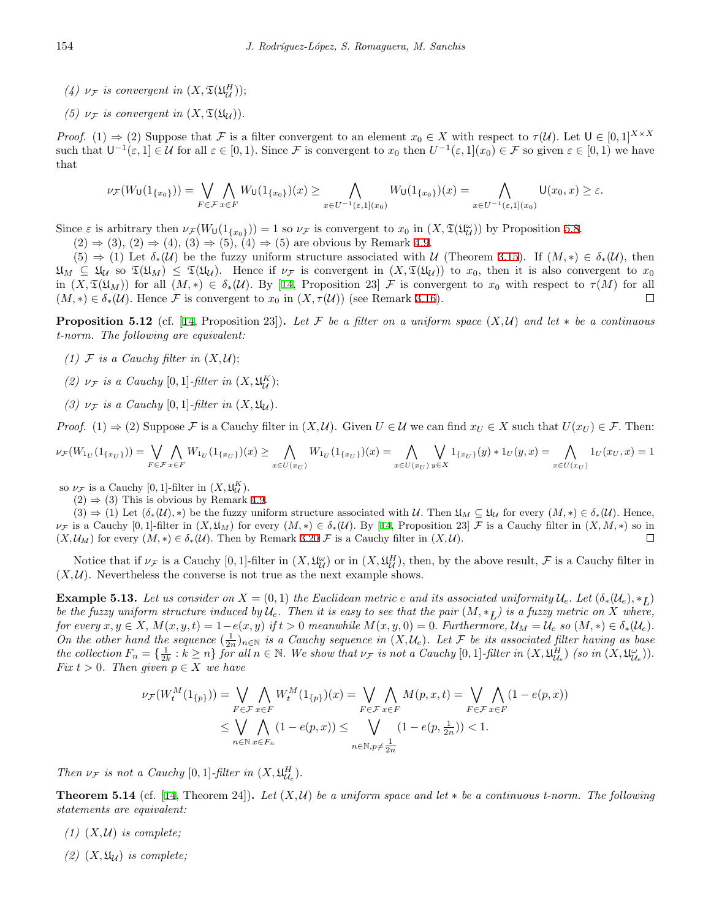*(4) $\nu_{\mathcal{F}}$ is convergent in $(X, \mathfrak{T}(\mathfrak{U}^H_{\mathcal{U}}))$;*

*(5) $\nu_{\mathcal{F}}$ is convergent in $(X, \mathfrak{T}(\mathfrak{U}_{\mathcal{U}}))$.*

*Proof.* (1) ⇒ (2) Suppose that $\mathcal{F}$ is a filter convergent to an element $x_0 \in X$ with respect to $\tau(\mathcal{U})$. Let $\mathsf{U} \in [0,1]^{X\times X}$ such that $\mathsf{U}^{-1}(\varepsilon, 1] \in \mathcal{U}$ for all $\varepsilon \in [0,1)$. Since $\mathcal{F}$ is convergent to $x_0$ then $U^{-1}(\varepsilon,1](x_0) \in \mathcal{F}$ so given $\varepsilon \in [0,1)$ we have that

$$\nu_{\mathcal{F}}(W_{\mathsf{U}}(1_{\{x_0\}})) = \bigvee_{F\in\mathcal{F}} \bigwedge_{x\in F} W_{\mathsf{U}}(1_{\{x_0\}})(x) \geq \bigwedge_{x\in U^{-1}(\varepsilon,1](x_0)} W_{\mathsf{U}}(1_{\{x_0\}})(x) = \bigwedge_{x\in U^{-1}(\varepsilon,1](x_0)} \mathsf{U}(x_0,x) \geq \varepsilon.$$

Since $\varepsilon$ is arbitrary then $\nu_{\mathcal{F}}(W_{\mathsf{U}}(1_{\{x_0\}})) = 1$ so $\nu_{\mathcal{F}}$ is convergent to $x_0$ in $(X, \mathfrak{T}(\mathfrak{U}^{\omega}_{\mathcal{U}}))$ by Proposition 5.8.

(2) ⇒ (3), (2) ⇒ (4), (3) ⇒ (5), (4) ⇒ (5) are obvious by Remark 4.9.

(5) ⇒ (1) Let $\delta_*(\mathcal{U})$ be the fuzzy uniform structure associated with $\mathcal{U}$ (Theorem 3.15). If $(M,*) \in \delta_*(\mathcal{U})$, then $\mathfrak{U}_M \subseteq \mathfrak{U}_{\mathcal{U}}$ so $\mathfrak{T}(\mathfrak{U}_M) \leq \mathfrak{T}(\mathfrak{U}_{\mathcal{U}})$. Hence if $\nu_{\mathcal{F}}$ is convergent in $(X, \mathfrak{T}(\mathfrak{U}_{\mathcal{U}}))$ to $x_0$, then it is also convergent to $x_0$ in $(X, \mathfrak{T}(\mathfrak{U}_M))$ for all $(M,*) \in \delta_*(\mathcal{U})$. By [14, Proposition 23] $\mathcal{F}$ is convergent to $x_0$ with respect to $\tau(M)$ for all $(M,*) \in \delta_*(\mathcal{U})$. Hence $\mathcal{F}$ is convergent to $x_0$ in $(X, \tau(\mathcal{U}))$ (see Remark 3.16). □

**Proposition 5.12** (cf. [14, Proposition 23])**.** *Let $\mathcal{F}$ be a filter on a uniform space $(X,\mathcal{U})$ and let $*$ be a continuous t-norm. The following are equivalent:*

*(1) $\mathcal{F}$ is a Cauchy filter in $(X,\mathcal{U})$;*

*(2) $\nu_{\mathcal{F}}$ is a Cauchy $[0,1]$-filter in $(X, \mathfrak{U}^K_{\mathcal{U}})$;*

*(3) $\nu_{\mathcal{F}}$ is a Cauchy $[0,1]$-filter in $(X, \mathfrak{U}_{\mathcal{U}})$.*

*Proof.* (1) ⇒ (2) Suppose $\mathcal{F}$ is a Cauchy filter in $(X,\mathcal{U})$. Given $U \in \mathcal{U}$ we can find $x_U \in X$ such that $U(x_U) \in \mathcal{F}$. Then:

$$\nu_{\mathcal{F}}(W_{1_U}(1_{\{x_U\}})) = \bigvee_{F\in\mathcal{F}} \bigwedge_{x\in F} W_{1_U}(1_{\{x_U\}})(x) \geq \bigwedge_{x\in U(x_U)} W_{1_U}(1_{\{x_U\}})(x) = \bigwedge_{x\in U(x_U)} \bigvee_{y\in X} 1_{\{x_U\}}(y) * 1_U(y,x) = \bigwedge_{x\in U(x_U)} 1_U(x_U,x) = 1$$

so $\nu_{\mathcal{F}}$ is a Cauchy $[0,1]$-filter in $(X, \mathfrak{U}^K_{\mathcal{U}})$.

(2) ⇒ (3) This is obvious by Remark 4.9.

(3) ⇒ (1) Let $(\delta_*(\mathcal{U}), *)$ be the fuzzy uniform structure associated with $\mathcal{U}$. Then $\mathfrak{U}_M \subseteq \mathfrak{U}_{\mathcal{U}}$ for every $(M,*) \in \delta_*(\mathcal{U})$. Hence, $\nu_{\mathcal{F}}$ is a Cauchy $[0,1]$-filter in $(X, \mathfrak{U}_M)$ for every $(M,*) \in \delta_*(\mathcal{U})$. By [14, Proposition 23] $\mathcal{F}$ is a Cauchy filter in $(X,M,*)$ so in $(X, \mathcal{U}_M)$ for every $(M,*) \in \delta_*(\mathcal{U})$. Then by Remark 3.20 $\mathcal{F}$ is a Cauchy filter in $(X,\mathcal{U})$. □

Notice that if $\nu_{\mathcal{F}}$ is a Cauchy $[0,1]$-filter in $(X, \mathfrak{U}^{\omega}_{\mathcal{U}})$ or in $(X, \mathfrak{U}^H_{\mathcal{U}})$, then, by the above result, $\mathcal{F}$ is a Cauchy filter in $(X,\mathcal{U})$. Nevertheless the converse is not true as the next example shows.

**Example 5.13.** *Let us consider on $X = (0,1)$ the Euclidean metric $e$ and its associated uniformity $\mathcal{U}_e$. Let $(\delta_*(\mathcal{U}_e), *_L)$ be the fuzzy uniform structure induced by $\mathcal{U}_e$. Then it is easy to see that the pair $(M, *_L)$ is a fuzzy metric on $X$ where, for every $x,y \in X$, $M(x,y,t) = 1-e(x,y)$ if $t > 0$ meanwhile $M(x,y,0) = 0$. Furthermore, $\mathcal{U}_M = \mathcal{U}_e$ so $(M,*) \in \delta_*(\mathcal{U}_e)$. On the other hand the sequence $(\frac{1}{2n})_{n\in\mathbb{N}}$ is a Cauchy sequence in $(X,\mathcal{U}_e)$. Let $\mathcal{F}$ be its associated filter having as base the collection $F_n = \{\frac{1}{2k} : k \geq n\}$ for all $n \in \mathbb{N}$. We show that $\nu_{\mathcal{F}}$ is not a Cauchy $[0,1]$-filter in $(X, \mathfrak{U}^H_{\mathcal{U}_e})$ (so in $(X, \mathfrak{U}^{\omega}_{\mathcal{U}_e})$). Fix $t > 0$. Then given $p \in X$ we have*

$$\begin{aligned}
\nu_{\mathcal{F}}(W^M_t(1_{\{p\}})) &= \bigvee_{F\in\mathcal{F}} \bigwedge_{x\in F} W^M_t(1_{\{p\}})(x) = \bigvee_{F\in\mathcal{F}} \bigwedge_{x\in F} M(p,x,t) = \bigvee_{F\in\mathcal{F}} \bigwedge_{x\in F} (1-e(p,x)) \\
&\leq \bigvee_{n\in\mathbb{N}} \bigwedge_{x\in F_n} (1-e(p,x)) \leq \bigvee_{n\in\mathbb{N}, p\neq \frac{1}{2n}} (1-e(p,\tfrac{1}{2n})) < 1.
\end{aligned}$$

*Then $\nu_{\mathcal{F}}$ is not a Cauchy $[0,1]$-filter in $(X, \mathfrak{U}^H_{\mathcal{U}_e})$.*

**Theorem 5.14** (cf. [14, Theorem 24])**.** *Let $(X,\mathcal{U})$ be a uniform space and let $*$ be a continuous t-norm. The following statements are equivalent:*

*(1) $(X,\mathcal{U})$ is complete;*

*(2) $(X, \mathfrak{U}_{\mathcal{U}})$ is complete;*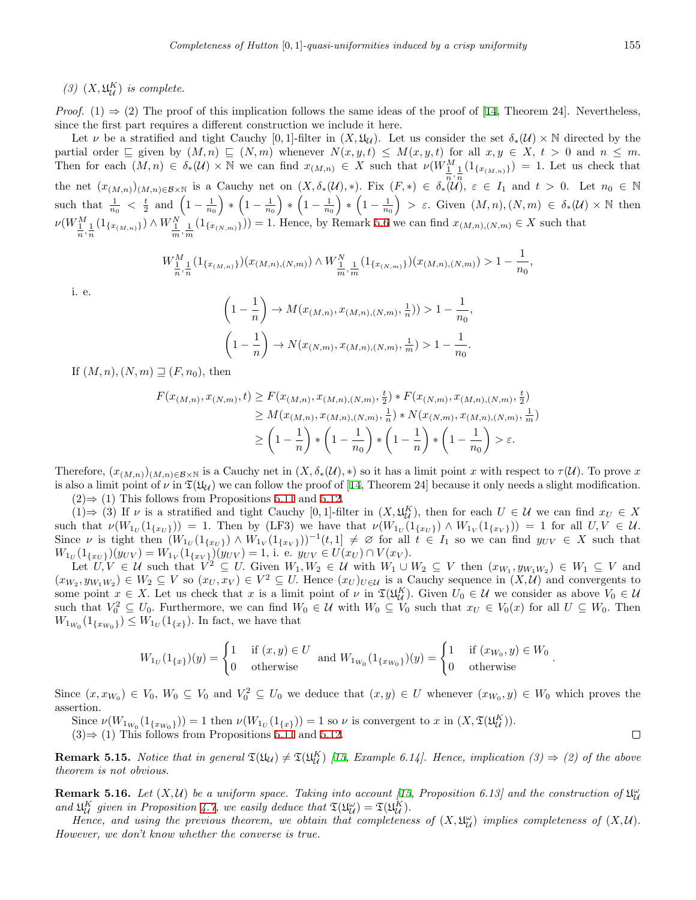*(3)* $(X, \mathfrak{U}_{\mathcal{U}}^K)$ *is complete.*

*Proof.* (1) ⇒ (2) The proof of this implication follows the same ideas of the proof of [14, Theorem 24]. Nevertheless, since the first part requires a different construction we include it here.

Let $\nu$ be a stratified and tight Cauchy $[0,1]$-filter in $(X, \mathfrak{U}_{\mathcal{U}})$. Let us consider the set $\delta_*(\mathcal{U}) \times \mathbb{N}$ directed by the partial order $\sqsubseteq$ given by $(M,n) \sqsubseteq (N,m)$ whenever $N(x,y,t) \leq M(x,y,t)$ for all $x, y \in X$, $t > 0$ and $n \leq m$. Then for each $(M,n) \in \delta_*(\mathcal{U}) \times \mathbb{N}$ we can find $x_{(M,n)} \in X$ such that $\nu(W^M_{\frac{1}{n},\frac{1}{n}}(1_{\{x_{(M,n)}\}}) = 1$. Let us check that the net $(x_{(M,n)})_{(M,n) \in \mathcal{B} \times \mathbb{N}}$ is a Cauchy net on $(X, \delta_*(\mathcal{U}), *)$. Fix $(F, *) \in \delta_*(\mathcal{U})$, $\varepsilon \in I_1$ and $t > 0$. Let $n_0 \in \mathbb{N}$ such that $\frac{1}{n_0} < \frac{t}{2}$ and $\left(1 - \frac{1}{n_0}\right) * \left(1 - \frac{1}{n_0}\right) * \left(1 - \frac{1}{n_0}\right) * \left(1 - \frac{1}{n_0}\right) > \varepsilon$. Given $(M,n), (N,m) \in \delta_*(\mathcal{U}) \times \mathbb{N}$ then $\nu(W^M_{\frac{1}{n},\frac{1}{n}}(1_{\{x_{(M,n)}\}}) \wedge W^N_{\frac{1}{m},\frac{1}{m}}(1_{\{x_{(N,m)}\}})) = 1$. Hence, by Remark 5.6 we can find $x_{(M,n),(N,m)} \in X$ such that

$$W^M_{\frac{1}{n},\frac{1}{n}}(1_{\{x_{(M,n)}\}})(x_{(M,n),(N,m)}) \wedge W^N_{\frac{1}{m},\frac{1}{m}}(1_{\{x_{(N,m)}\}})(x_{(M,n),(N,m)}) > 1 - \frac{1}{n_0},$$

i. e.

$$\left(1 - \frac{1}{n}\right) \to M(x_{(M,n)}, x_{(M,n),(N,m)}, \tfrac{1}{n})) > 1 - \frac{1}{n_0},$$
$$\left(1 - \frac{1}{n}\right) \to N(x_{(N,m)}, x_{(M,n),(N,m)}, \tfrac{1}{m}) > 1 - \frac{1}{n_0}.$$

If $(M,n), (N,m) \sqsupseteq (F, n_0)$, then

$$\begin{aligned} F(x_{(M,n)}, x_{(N,m)}, t) &\geq F(x_{(M,n)}, x_{(M,n),(N,m)}, \tfrac{t}{2}) * F(x_{(N,m)}, x_{(M,n),(N,m)}, \tfrac{t}{2}) \\ &\geq M(x_{(M,n)}, x_{(M,n),(N,m)}, \tfrac{1}{n}) * N(x_{(N,m)}, x_{(M,n),(N,m)}, \tfrac{1}{m}) \\ &\geq \left(1 - \frac{1}{n}\right) * \left(1 - \frac{1}{n_0}\right) * \left(1 - \frac{1}{n}\right) * \left(1 - \frac{1}{n_0}\right) > \varepsilon. \end{aligned}$$

Therefore, $(x_{(M,n)})_{(M,n) \in \mathcal{B} \times \mathbb{N}}$ is a Cauchy net in $(X, \delta_*(\mathcal{U}), *)$ so it has a limit point $x$ with respect to $\tau(\mathcal{U})$. To prove $x$ is also a limit point of $\nu$ in $\mathfrak{T}(\mathfrak{U}_{\mathcal{U}})$ we can follow the proof of [14, Theorem 24] because it only needs a slight modification.

(2)⇒ (1) This follows from Propositions 5.11 and 5.12.

(1)⇒ (3) If $\nu$ is a stratified and tight Cauchy $[0,1]$-filter in $(X, \mathfrak{U}_{\mathcal{U}}^K)$, then for each $U \in \mathcal{U}$ we can find $x_U \in X$ such that $\nu(W_{1_U}(1_{\{x_U\}})) = 1$. Then by (LF3) we have that $\nu(W_{1_U}(1_{\{x_U\}}) \wedge W_{1_V}(1_{\{x_V\}})) = 1$ for all $U, V \in \mathcal{U}$. Since $\nu$ is tight then $(W_{1_U}(1_{\{x_U\}}) \wedge W_{1_V}(1_{\{x_V\}}))^{-1}(t, 1] \neq \varnothing$ for all $t \in I_1$ so we can find $y_{UV} \in X$ such that $W_{1_U}(1_{\{x_U\}})(y_{UV}) = W_{1_V}(1_{\{x_V\}})(y_{UV}) = 1$, i. e. $y_{UV} \in U(x_U) \cap V(x_V)$.

Let $U, V \in \mathcal{U}$ such that $V^2 \subseteq U$. Given $W_1, W_2 \in \mathcal{U}$ with $W_1 \cup W_2 \subseteq V$ then $(x_{W_1}, y_{W_1W_2}) \in W_1 \subseteq V$ and $(x_{W_2}, y_{W_1W_2}) \in W_2 \subseteq V$ so $(x_U, x_V) \in V^2 \subseteq U$. Hence $(x_U)_{U \in \mathcal{U}}$ is a Cauchy sequence in $(X, \mathcal{U})$ and convergents to some point $x \in X$. Let us check that $x$ is a limit point of $\nu$ in $\mathfrak{T}(\mathfrak{U}_{\mathcal{U}}^K)$. Given $U_0 \in \mathcal{U}$ we consider as above $V_0 \in \mathcal{U}$ such that $V_0^2 \subseteq U_0$. Furthermore, we can find $W_0 \in \mathcal{U}$ with $W_0 \subseteq V_0$ such that $x_U \in V_0(x)$ for all $U \subseteq W_0$. Then $W_{1_{W_0}}(1_{\{x_{W_0}\}}) \leq W_{1_U}(1_{\{x\}})$. In fact, we have that

$$W_{1_U}(1_{\{x\}})(y) = \begin{cases} 1 & \text{if } (x,y) \in U \\ 0 & \text{otherwise} \end{cases} \text{ and } W_{1_{W_0}}(1_{\{x_{W_0}\}})(y) = \begin{cases} 1 & \text{if } (x_{W_0}, y) \in W_0 \\ 0 & \text{otherwise} \end{cases}.$$

Since $(x, x_{W_0}) \in V_0$, $W_0 \subseteq V_0$ and $V_0^2 \subseteq U_0$ we deduce that $(x,y) \in U$ whenever $(x_{W_0}, y) \in W_0$ which proves the assertion.

Since $\nu(W_{1_{W_0}}(1_{\{x_{W_0}\}})) = 1$ then $\nu(W_{1_U}(1_{\{x\}})) = 1$ so $\nu$ is convergent to $x$ in $(X, \mathfrak{T}(\mathfrak{U}_{\mathcal{U}}^K))$.

(3)⇒ (1) This follows from Propositions 5.11 and 5.12. □

**Remark 5.15.** *Notice that in general $\mathfrak{T}(\mathfrak{U}_{\mathcal{U}}) \neq \mathfrak{T}(\mathfrak{U}_{\mathcal{U}}^K)$ [15, Example 6.14]. Hence, implication (3) ⇒ (2) of the above theorem is not obvious.*

**Remark 5.16.** *Let $(X, \mathcal{U})$ be a uniform space. Taking into account [15, Proposition 6.13] and the construction of $\mathfrak{U}_{\mathcal{U}}^\omega$ and $\mathfrak{U}_{\mathcal{U}}^K$ given in Proposition 4.7, we easily deduce that $\mathfrak{T}(\mathfrak{U}_{\mathcal{U}}^\omega) = \mathfrak{T}(\mathfrak{U}_{\mathcal{U}}^K)$.*

*Hence, and using the previous theorem, we obtain that completeness of $(X, \mathfrak{U}_{\mathcal{U}}^\omega)$ implies completeness of $(X, \mathcal{U})$. However, we don't know whether the converse is true.*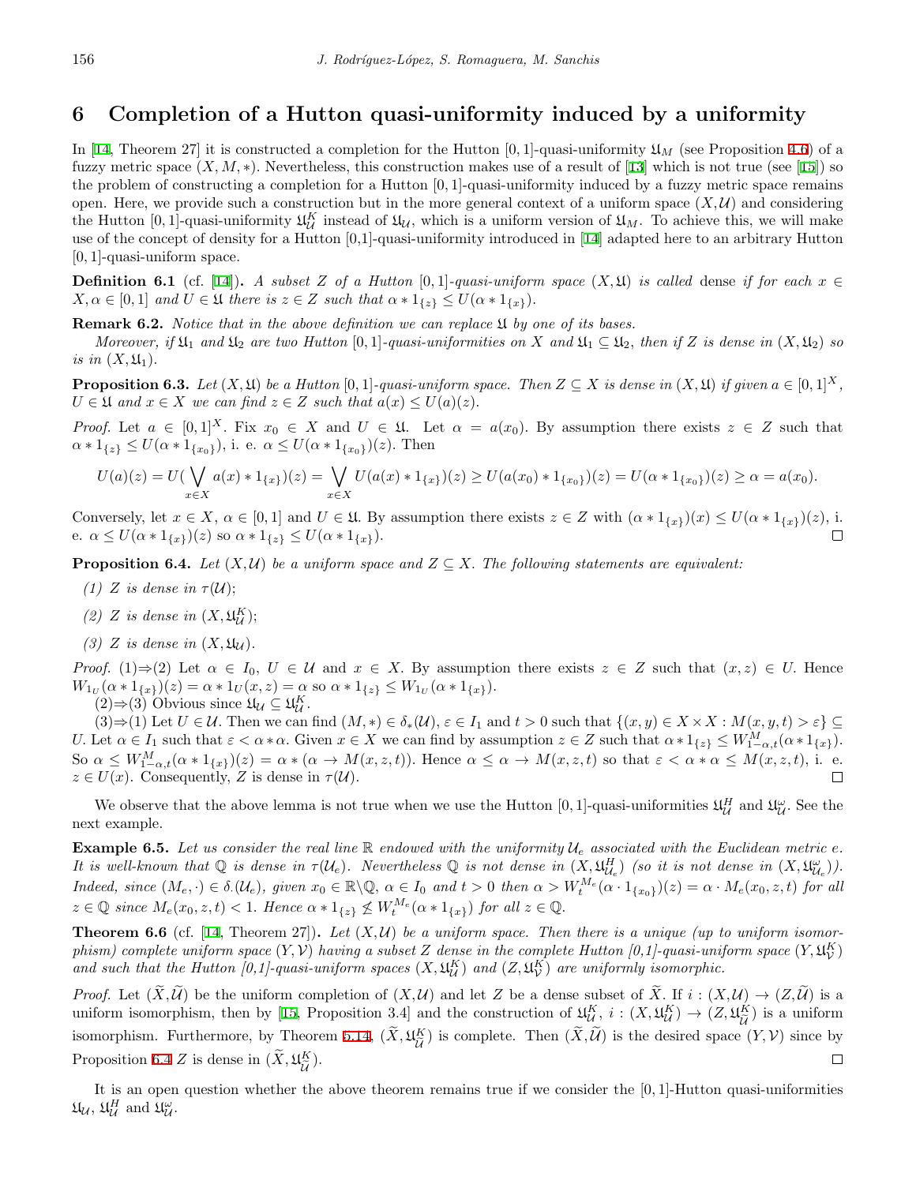## 6 Completion of a Hutton quasi-uniformity induced by a uniformity

In [14, Theorem 27] it is constructed a completion for the Hutton $[0,1]$-quasi-uniformity $\mathfrak{U}_M$ (see Proposition 4.6) of a fuzzy metric space $(X, M, *)$. Nevertheless, this construction makes use of a result of [13] which is not true (see [15]) so the problem of constructing a completion for a Hutton $[0,1]$-quasi-uniformity induced by a fuzzy metric space remains open. Here, we provide such a construction but in the more general context of a uniform space $(X, \mathcal{U})$ and considering the Hutton $[0,1]$-quasi-uniformity $\mathfrak{U}_{\mathcal{U}}^K$ instead of $\mathfrak{U}_{\mathcal{U}}$, which is a uniform version of $\mathfrak{U}_M$. To achieve this, we will make use of the concept of density for a Hutton [0,1]-quasi-uniformity introduced in [14] adapted here to an arbitrary Hutton $[0,1]$-quasi-uniform space.

**Definition 6.1** (cf. [14])**.** *A subset $Z$ of a Hutton $[0,1]$-quasi-uniform space $(X, \mathfrak{U})$ is called* dense *if for each $x \in X, \alpha \in [0,1]$ and $U \in \mathfrak{U}$ there is $z \in Z$ such that $\alpha * 1_{\{z\}} \leq U(\alpha * 1_{\{x\}})$.*

**Remark 6.2.** *Notice that in the above definition we can replace $\mathfrak{U}$ by one of its bases.*

*Moreover, if $\mathfrak{U}_1$ and $\mathfrak{U}_2$ are two Hutton $[0,1]$-quasi-uniformities on $X$ and $\mathfrak{U}_1 \subseteq \mathfrak{U}_2$, then if $Z$ is dense in $(X, \mathfrak{U}_2)$ so is in $(X, \mathfrak{U}_1)$.*

**Proposition 6.3.** *Let $(X, \mathfrak{U})$ be a Hutton $[0,1]$-quasi-uniform space. Then $Z \subseteq X$ is dense in $(X, \mathfrak{U})$ if given $a \in [0,1]^X$, $U \in \mathfrak{U}$ and $x \in X$ we can find $z \in Z$ such that $a(x) \leq U(a)(z)$.*

*Proof.* Let $a \in [0,1]^X$. Fix $x_0 \in X$ and $U \in \mathfrak{U}$. Let $\alpha = a(x_0)$. By assumption there exists $z \in Z$ such that $\alpha * 1_{\{z\}} \leq U(\alpha * 1_{\{x_0\}})$, i. e. $\alpha \leq U(\alpha * 1_{\{x_0\}})(z)$. Then

$$U(a)(z) = U(\bigvee_{x \in X} a(x) * 1_{\{x\}})(z) = \bigvee_{x \in X} U(a(x) * 1_{\{x\}})(z) \geq U(a(x_0) * 1_{\{x_0\}})(z) = U(\alpha * 1_{\{x_0\}})(z) \geq \alpha = a(x_0).$$

Conversely, let $x \in X$, $\alpha \in [0,1]$ and $U \in \mathfrak{U}$. By assumption there exists $z \in Z$ with $(\alpha * 1_{\{x\}})(x) \leq U(\alpha * 1_{\{x\}})(z)$, i. e. $\alpha \leq U(\alpha * 1_{\{x\}})(z)$ so $\alpha * 1_{\{z\}} \leq U(\alpha * 1_{\{x\}})$. $\square$

**Proposition 6.4.** *Let $(X, \mathcal{U})$ be a uniform space and $Z \subseteq X$. The following statements are equivalent:*

*(1) $Z$ is dense in $\tau(\mathcal{U})$;*

*(2) $Z$ is dense in $(X, \mathfrak{U}_{\mathcal{U}}^K)$;*

*(3) $Z$ is dense in $(X, \mathfrak{U}_{\mathcal{U}})$.*

*Proof.* (1)⇒(2) Let $\alpha \in I_0$, $U \in \mathcal{U}$ and $x \in X$. By assumption there exists $z \in Z$ such that $(x, z) \in U$. Hence $W_{1_U}(\alpha * 1_{\{x\}})(z) = \alpha * 1_U(x, z) = \alpha$ so $\alpha * 1_{\{z\}} \leq W_{1_U}(\alpha * 1_{\{x\}})$.

(2)⇒(3) Obvious since $\mathfrak{U}_{\mathcal{U}} \subseteq \mathfrak{U}_{\mathcal{U}}^K$.

(3)⇒(1) Let $U \in \mathcal{U}$. Then we can find $(M, *) \in \delta_*(\mathcal{U})$, $\varepsilon \in I_1$ and $t > 0$ such that $\{(x, y) \in X \times X : M(x, y, t) > \varepsilon\} \subseteq U$. Let $\alpha \in I_1$ such that $\varepsilon < \alpha * \alpha$. Given $x \in X$ we can find by assumption $z \in Z$ such that $\alpha * 1_{\{z\}} \leq W_{1-\alpha,t}^M(\alpha * 1_{\{x\}})$. So $\alpha \leq W_{1-\alpha,t}^M(\alpha * 1_{\{x\}})(z) = \alpha * (\alpha \to M(x, z, t))$. Hence $\alpha \leq \alpha \to M(x, z, t)$ so that $\varepsilon < \alpha * \alpha \leq M(x, z, t)$, i. e. $z \in U(x)$. Consequently, $Z$ is dense in $\tau(\mathcal{U})$. $\square$

We observe that the above lemma is not true when we use the Hutton $[0,1]$-quasi-uniformities $\mathfrak{U}_{\mathcal{U}}^H$ and $\mathfrak{U}_{\mathcal{U}}^\omega$. See the next example.

**Example 6.5.** *Let us consider the real line $\mathbb{R}$ endowed with the uniformity $\mathcal{U}_e$ associated with the Euclidean metric $e$. It is well-known that $\mathbb{Q}$ is dense in $\tau(\mathcal{U}_e)$. Nevertheless $\mathbb{Q}$ is not dense in $(X, \mathfrak{U}_{\mathcal{U}_e}^H)$ (so it is not dense in $(X, \mathfrak{U}_{\mathcal{U}_e}^\omega)$). Indeed, since $(M_e, \cdot) \in \delta.(\mathcal{U}_e)$, given $x_0 \in \mathbb{R} \backslash \mathbb{Q}$, $\alpha \in I_0$ and $t > 0$ then $\alpha > W_t^{M_e}(\alpha \cdot 1_{\{x_0\}})(z) = \alpha \cdot M_e(x_0, z, t)$ for all $z \in \mathbb{Q}$ since $M_e(x_0, z, t) < 1$. Hence $\alpha * 1_{\{z\}} \not\leq W_t^{M_e}(\alpha * 1_{\{x\}})$ for all $z \in \mathbb{Q}$.*

**Theorem 6.6** (cf. [14, Theorem 27])**.** *Let $(X, \mathcal{U})$ be a uniform space. Then there is a unique (up to uniform isomorphism) complete uniform space $(Y, \mathcal{V})$ having a subset $Z$ dense in the complete Hutton [0,1]-quasi-uniform space $(Y, \mathfrak{U}_{\mathcal{V}}^K)$ and such that the Hutton [0,1]-quasi-uniform spaces $(X, \mathfrak{U}_{\mathcal{U}}^K)$ and $(Z, \mathfrak{U}_{\mathcal{V}}^K)$ are uniformly isomorphic.*

*Proof.* Let $(\widetilde{X}, \widetilde{\mathcal{U}})$ be the uniform completion of $(X, \mathcal{U})$ and let $Z$ be a dense subset of $\widetilde{X}$. If $i : (X, \mathcal{U}) \to (Z, \widetilde{\mathcal{U}})$ is a uniform isomorphism, then by [15, Proposition 3.4] and the construction of $\mathfrak{U}_{\mathcal{U}}^K$, $i : (X, \mathfrak{U}_{\mathcal{U}}^K) \to (Z, \mathfrak{U}_{\widetilde{\mathcal{U}}}^K)$ is a uniform isomorphism. Furthermore, by Theorem 5.14, $(\widetilde{X}, \mathfrak{U}_{\widetilde{\mathcal{U}}}^K)$ is complete. Then $(\widetilde{X}, \widetilde{\mathcal{U}})$ is the desired space $(Y, \mathcal{V})$ since by Proposition 6.4 $Z$ is dense in $(\widetilde{X}, \mathfrak{U}_{\widetilde{\mathcal{U}}}^K)$. $\square$

It is an open question whether the above theorem remains true if we consider the $[0,1]$-Hutton quasi-uniformities $\mathfrak{U}_{\mathcal{U}}$, $\mathfrak{U}_{\mathcal{U}}^H$ and $\mathfrak{U}_{\mathcal{U}}^\omega$.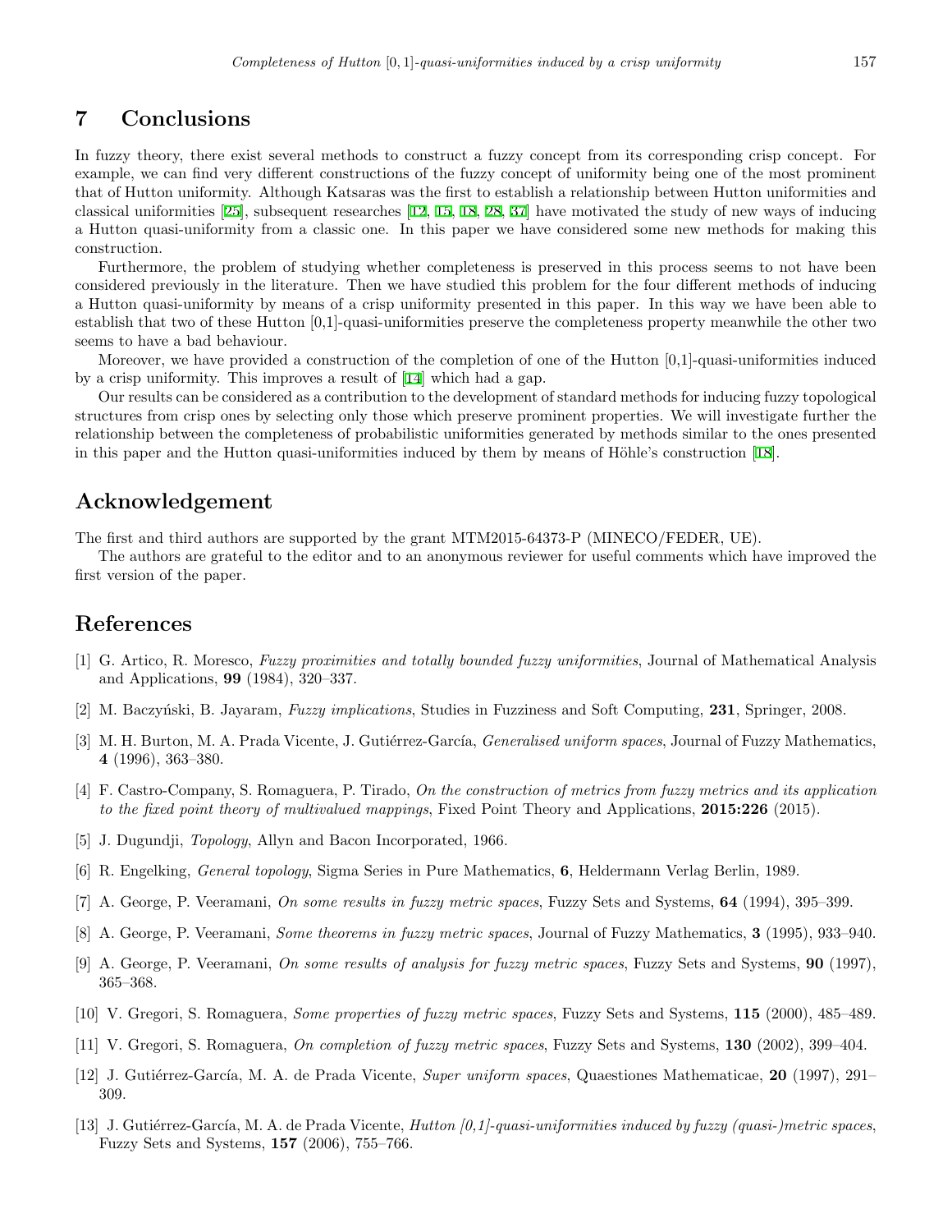## 7 Conclusions

In fuzzy theory, there exist several methods to construct a fuzzy concept from its corresponding crisp concept. For example, we can find very different constructions of the fuzzy concept of uniformity being one of the most prominent that of Hutton uniformity. Although Katsaras was the first to establish a relationship between Hutton uniformities and classical uniformities [25], subsequent researches [12, 15, 18, 28, 37] have motivated the study of new ways of inducing a Hutton quasi-uniformity from a classic one. In this paper we have considered some new methods for making this construction.

Furthermore, the problem of studying whether completeness is preserved in this process seems to not have been considered previously in the literature. Then we have studied this problem for the four different methods of inducing a Hutton quasi-uniformity by means of a crisp uniformity presented in this paper. In this way we have been able to establish that two of these Hutton [0,1]-quasi-uniformities preserve the completeness property meanwhile the other two seems to have a bad behaviour.

Moreover, we have provided a construction of the completion of one of the Hutton [0,1]-quasi-uniformities induced by a crisp uniformity. This improves a result of [14] which had a gap.

Our results can be considered as a contribution to the development of standard methods for inducing fuzzy topological structures from crisp ones by selecting only those which preserve prominent properties. We will investigate further the relationship between the completeness of probabilistic uniformities generated by methods similar to the ones presented in this paper and the Hutton quasi-uniformities induced by them by means of Höhle's construction [18].

## Acknowledgement

The first and third authors are supported by the grant MTM2015-64373-P (MINECO/FEDER, UE).

The authors are grateful to the editor and to an anonymous reviewer for useful comments which have improved the first version of the paper.

## References

[1] G. Artico, R. Moresco, *Fuzzy proximities and totally bounded fuzzy uniformities*, Journal of Mathematical Analysis and Applications, **99** (1984), 320–337.

[2] M. Baczyński, B. Jayaram, *Fuzzy implications*, Studies in Fuzziness and Soft Computing, **231**, Springer, 2008.

[3] M. H. Burton, M. A. Prada Vicente, J. Gutiérrez-García, *Generalised uniform spaces*, Journal of Fuzzy Mathematics, **4** (1996), 363–380.

[4] F. Castro-Company, S. Romaguera, P. Tirado, *On the construction of metrics from fuzzy metrics and its application to the fixed point theory of multivalued mappings*, Fixed Point Theory and Applications, **2015:226** (2015).

[5] J. Dugundji, *Topology*, Allyn and Bacon Incorporated, 1966.

[6] R. Engelking, *General topology*, Sigma Series in Pure Mathematics, **6**, Heldermann Verlag Berlin, 1989.

[7] A. George, P. Veeramani, *On some results in fuzzy metric spaces*, Fuzzy Sets and Systems, **64** (1994), 395–399.

[8] A. George, P. Veeramani, *Some theorems in fuzzy metric spaces*, Journal of Fuzzy Mathematics, **3** (1995), 933–940.

[9] A. George, P. Veeramani, *On some results of analysis for fuzzy metric spaces*, Fuzzy Sets and Systems, **90** (1997), 365–368.

[10] V. Gregori, S. Romaguera, *Some properties of fuzzy metric spaces*, Fuzzy Sets and Systems, **115** (2000), 485–489.

[11] V. Gregori, S. Romaguera, *On completion of fuzzy metric spaces*, Fuzzy Sets and Systems, **130** (2002), 399–404.

[12] J. Gutiérrez-García, M. A. de Prada Vicente, *Super uniform spaces*, Quaestiones Mathematicae, **20** (1997), 291–309.

[13] J. Gutiérrez-García, M. A. de Prada Vicente, *Hutton [0,1]-quasi-uniformities induced by fuzzy (quasi-)metric spaces*, Fuzzy Sets and Systems, **157** (2006), 755–766.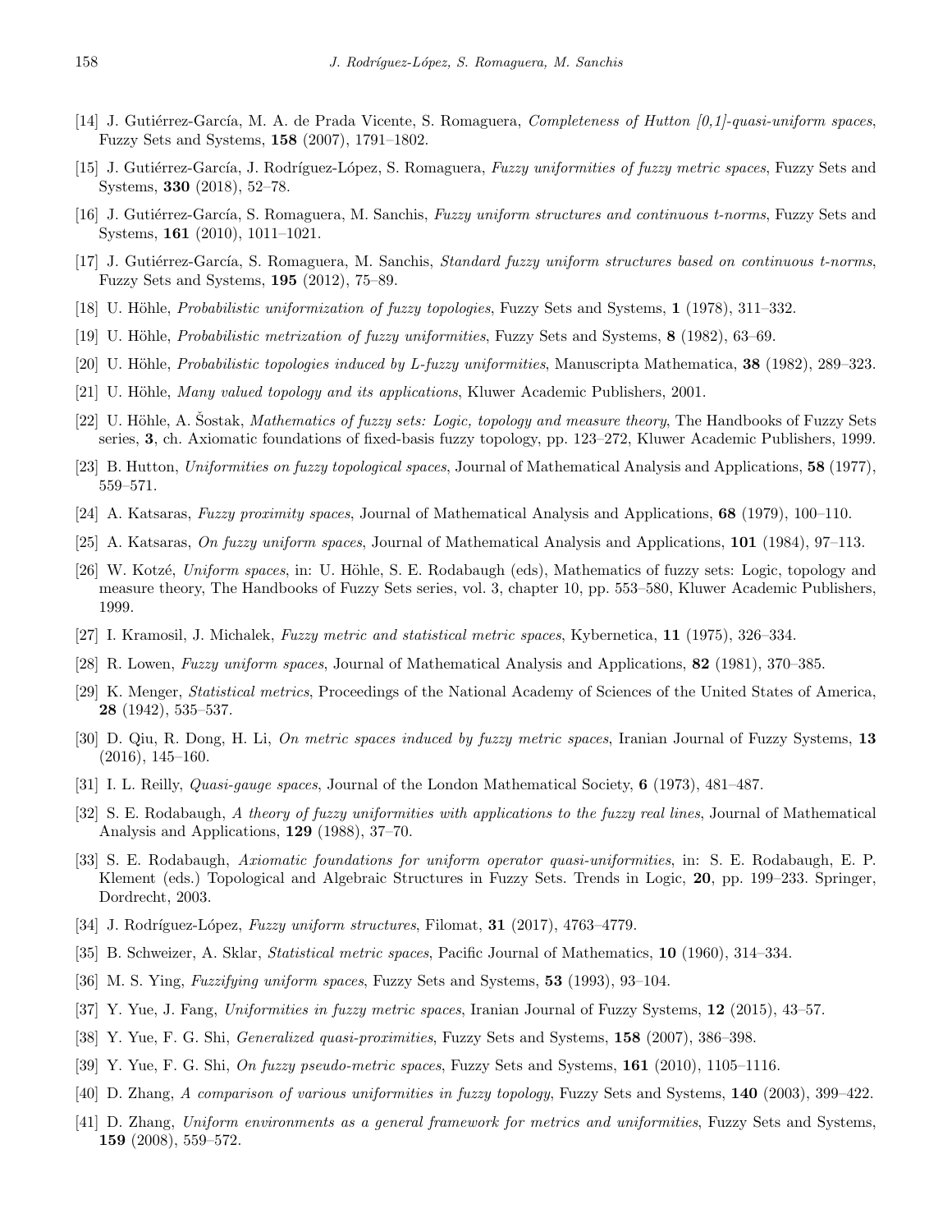[14] J. Gutiérrez-García, M. A. de Prada Vicente, S. Romaguera, *Completeness of Hutton [0,1]-quasi-uniform spaces*, Fuzzy Sets and Systems, **158** (2007), 1791–1802.

[15] J. Gutiérrez-García, J. Rodríguez-López, S. Romaguera, *Fuzzy uniformities of fuzzy metric spaces*, Fuzzy Sets and Systems, **330** (2018), 52–78.

[16] J. Gutiérrez-García, S. Romaguera, M. Sanchis, *Fuzzy uniform structures and continuous t-norms*, Fuzzy Sets and Systems, **161** (2010), 1011–1021.

[17] J. Gutiérrez-García, S. Romaguera, M. Sanchis, *Standard fuzzy uniform structures based on continuous t-norms*, Fuzzy Sets and Systems, **195** (2012), 75–89.

[18] U. Höhle, *Probabilistic uniformization of fuzzy topologies*, Fuzzy Sets and Systems, **1** (1978), 311–332.

[19] U. Höhle, *Probabilistic metrization of fuzzy uniformities*, Fuzzy Sets and Systems, **8** (1982), 63–69.

[20] U. Höhle, *Probabilistic topologies induced by L-fuzzy uniformities*, Manuscripta Mathematica, **38** (1982), 289–323.

[21] U. Höhle, *Many valued topology and its applications*, Kluwer Academic Publishers, 2001.

[22] U. Höhle, A. Šostak, *Mathematics of fuzzy sets: Logic, topology and measure theory*, The Handbooks of Fuzzy Sets series, **3**, ch. Axiomatic foundations of fixed-basis fuzzy topology, pp. 123–272, Kluwer Academic Publishers, 1999.

[23] B. Hutton, *Uniformities on fuzzy topological spaces*, Journal of Mathematical Analysis and Applications, **58** (1977), 559–571.

[24] A. Katsaras, *Fuzzy proximity spaces*, Journal of Mathematical Analysis and Applications, **68** (1979), 100–110.

[25] A. Katsaras, *On fuzzy uniform spaces*, Journal of Mathematical Analysis and Applications, **101** (1984), 97–113.

[26] W. Kotzé, *Uniform spaces*, in: U. Höhle, S. E. Rodabaugh (eds), Mathematics of fuzzy sets: Logic, topology and measure theory, The Handbooks of Fuzzy Sets series, vol. 3, chapter 10, pp. 553–580, Kluwer Academic Publishers, 1999.

[27] I. Kramosil, J. Michalek, *Fuzzy metric and statistical metric spaces*, Kybernetica, **11** (1975), 326–334.

[28] R. Lowen, *Fuzzy uniform spaces*, Journal of Mathematical Analysis and Applications, **82** (1981), 370–385.

[29] K. Menger, *Statistical metrics*, Proceedings of the National Academy of Sciences of the United States of America, **28** (1942), 535–537.

[30] D. Qiu, R. Dong, H. Li, *On metric spaces induced by fuzzy metric spaces*, Iranian Journal of Fuzzy Systems, **13** (2016), 145–160.

[31] I. L. Reilly, *Quasi-gauge spaces*, Journal of the London Mathematical Society, **6** (1973), 481–487.

[32] S. E. Rodabaugh, *A theory of fuzzy uniformities with applications to the fuzzy real lines*, Journal of Mathematical Analysis and Applications, **129** (1988), 37–70.

[33] S. E. Rodabaugh, *Axiomatic foundations for uniform operator quasi-uniformities*, in: S. E. Rodabaugh, E. P. Klement (eds.) Topological and Algebraic Structures in Fuzzy Sets. Trends in Logic, **20**, pp. 199–233. Springer, Dordrecht, 2003.

[34] J. Rodríguez-López, *Fuzzy uniform structures*, Filomat, **31** (2017), 4763–4779.

[35] B. Schweizer, A. Sklar, *Statistical metric spaces*, Pacific Journal of Mathematics, **10** (1960), 314–334.

[36] M. S. Ying, *Fuzzifying uniform spaces*, Fuzzy Sets and Systems, **53** (1993), 93–104.

[37] Y. Yue, J. Fang, *Uniformities in fuzzy metric spaces*, Iranian Journal of Fuzzy Systems, **12** (2015), 43–57.

[38] Y. Yue, F. G. Shi, *Generalized quasi-proximities*, Fuzzy Sets and Systems, **158** (2007), 386–398.

[39] Y. Yue, F. G. Shi, *On fuzzy pseudo-metric spaces*, Fuzzy Sets and Systems, **161** (2010), 1105–1116.

[40] D. Zhang, *A comparison of various uniformities in fuzzy topology*, Fuzzy Sets and Systems, **140** (2003), 399–422.

[41] D. Zhang, *Uniform environments as a general framework for metrics and uniformities*, Fuzzy Sets and Systems, **159** (2008), 559–572.